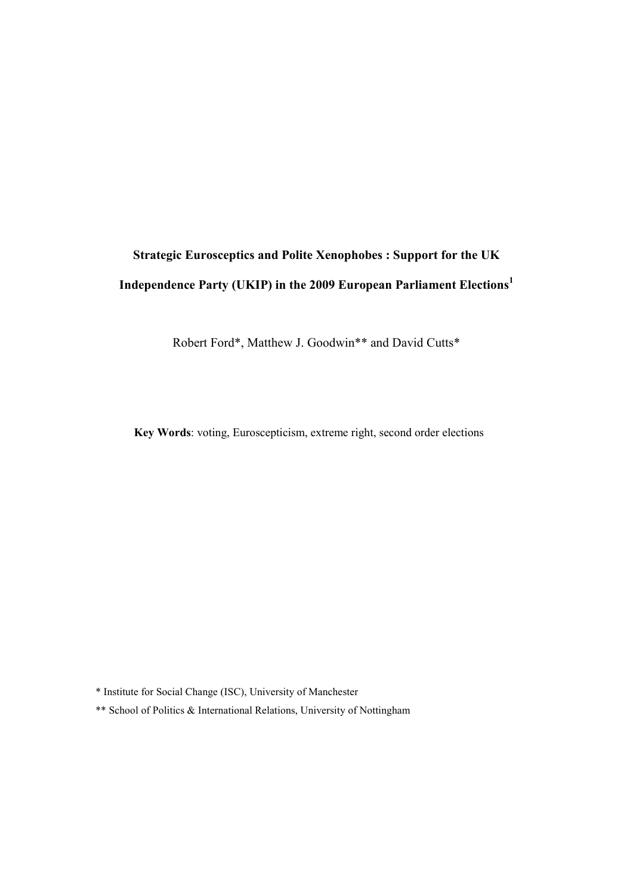# Strategic Eurosceptics and Polite Xenophobes : Support for the UK Independence Party (UKIP) in the 2009 European Parliament Elections[1]

Robert Ford*, Matthew J. Goodwin** and David Cutts*

**Key Words**: voting, Euroscepticism, extreme right, second order elections

\* Institute for Social Change (ISC), University of Manchester

** School of Politics & International Relations, University of Nottingham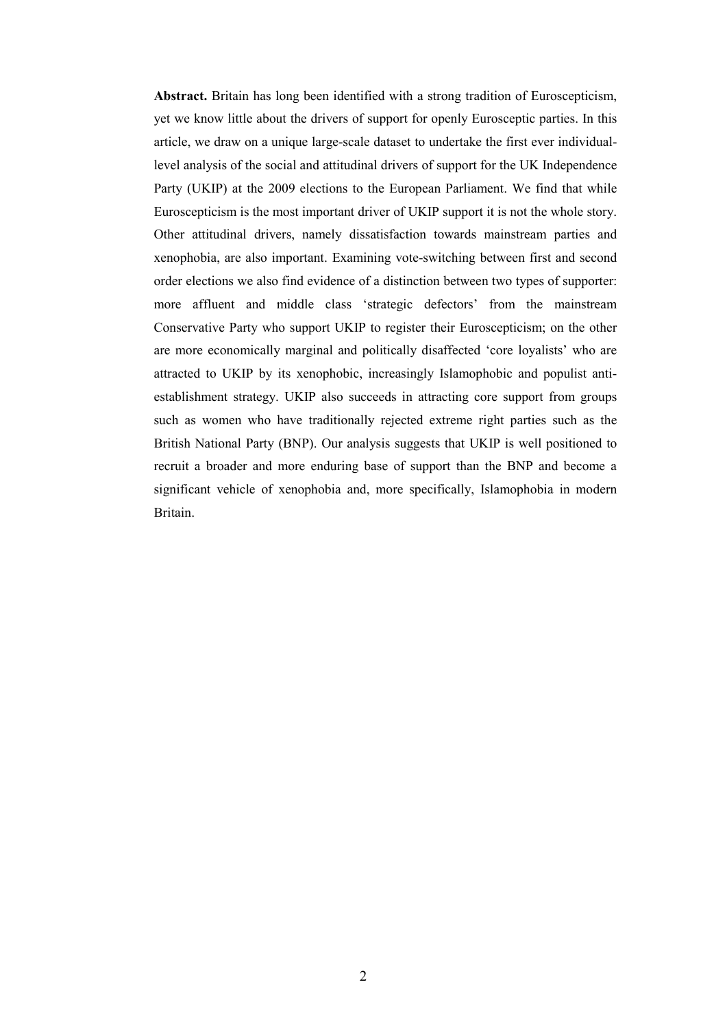**Abstract.** Britain has long been identified with a strong tradition of Euroscepticism, yet we know little about the drivers of support for openly Eurosceptic parties. In this article, we draw on a unique large-scale dataset to undertake the first ever individual-level analysis of the social and attitudinal drivers of support for the UK Independence Party (UKIP) at the 2009 elections to the European Parliament. We find that while Euroscepticism is the most important driver of UKIP support it is not the whole story. Other attitudinal drivers, namely dissatisfaction towards mainstream parties and xenophobia, are also important. Examining vote-switching between first and second order elections we also find evidence of a distinction between two types of supporter: more affluent and middle class 'strategic defectors' from the mainstream Conservative Party who support UKIP to register their Euroscepticism; on the other are more economically marginal and politically disaffected 'core loyalists' who are attracted to UKIP by its xenophobic, increasingly Islamophobic and populist anti-establishment strategy. UKIP also succeeds in attracting core support from groups such as women who have traditionally rejected extreme right parties such as the British National Party (BNP). Our analysis suggests that UKIP is well positioned to recruit a broader and more enduring base of support than the BNP and become a significant vehicle of xenophobia and, more specifically, Islamophobia in modern Britain.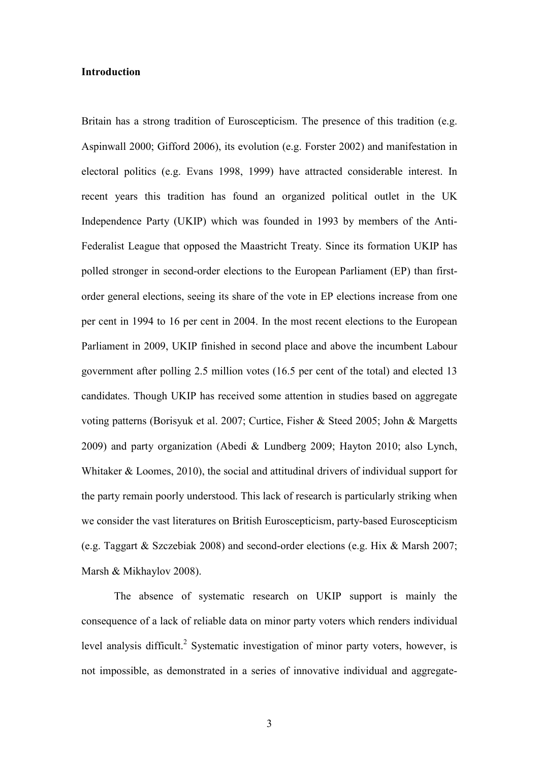## Introduction

Britain has a strong tradition of Euroscepticism. The presence of this tradition (e.g. Aspinwall 2000; Gifford 2006), its evolution (e.g. Forster 2002) and manifestation in electoral politics (e.g. Evans 1998, 1999) have attracted considerable interest. In recent years this tradition has found an organized political outlet in the UK Independence Party (UKIP) which was founded in 1993 by members of the Anti-Federalist League that opposed the Maastricht Treaty. Since its formation UKIP has polled stronger in second-order elections to the European Parliament (EP) than first-order general elections, seeing its share of the vote in EP elections increase from one per cent in 1994 to 16 per cent in 2004. In the most recent elections to the European Parliament in 2009, UKIP finished in second place and above the incumbent Labour government after polling 2.5 million votes (16.5 per cent of the total) and elected 13 candidates. Though UKIP has received some attention in studies based on aggregate voting patterns (Borisyuk et al. 2007; Curtice, Fisher & Steed 2005; John & Margetts 2009) and party organization (Abedi & Lundberg 2009; Hayton 2010; also Lynch, Whitaker & Loomes, 2010), the social and attitudinal drivers of individual support for the party remain poorly understood. This lack of research is particularly striking when we consider the vast literatures on British Euroscepticism, party-based Euroscepticism (e.g. Taggart & Szczebiak 2008) and second-order elections (e.g. Hix & Marsh 2007; Marsh & Mikhaylov 2008).

The absence of systematic research on UKIP support is mainly the consequence of a lack of reliable data on minor party voters which renders individual level analysis difficult.[2] Systematic investigation of minor party voters, however, is not impossible, as demonstrated in a series of innovative individual and aggregate-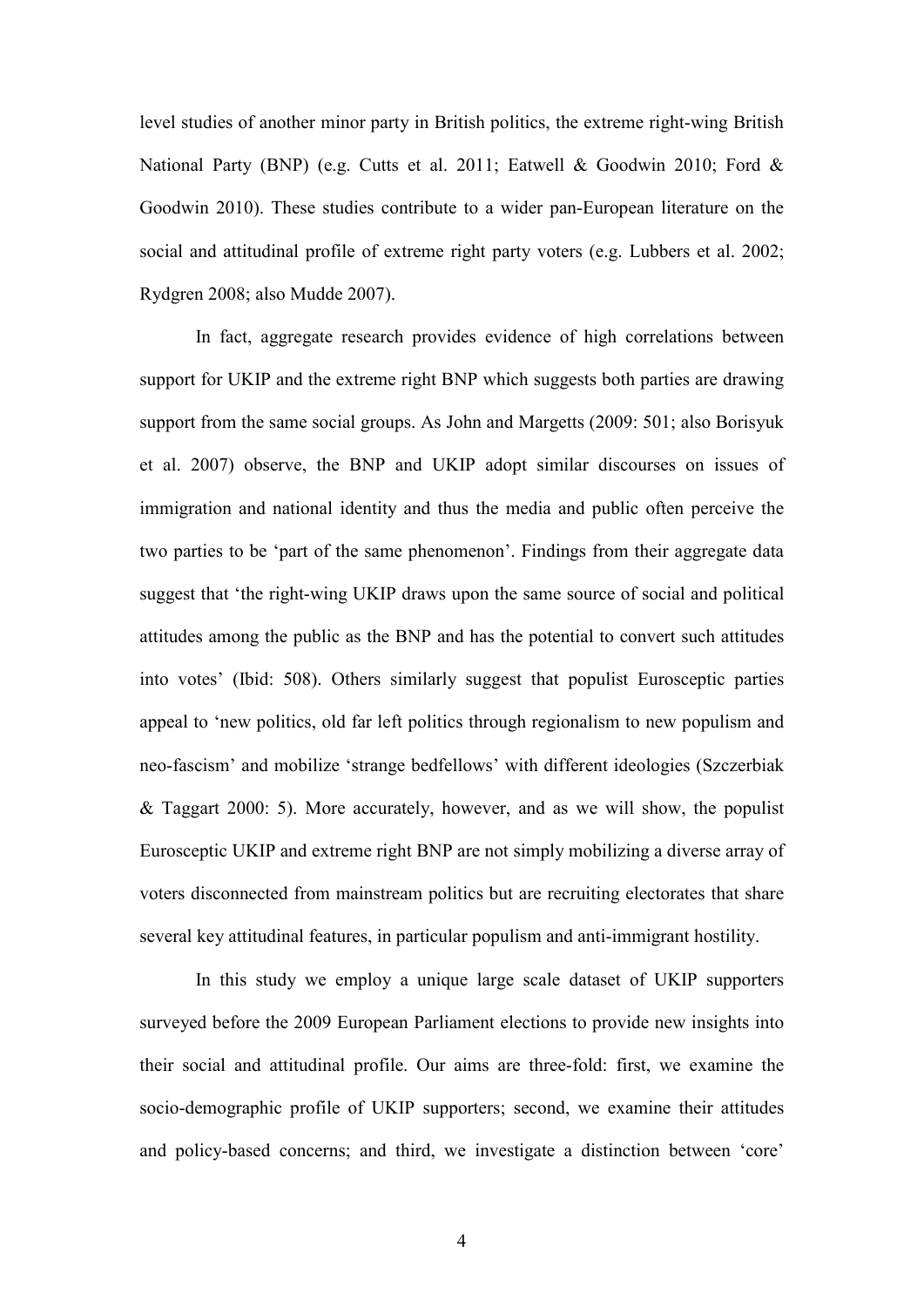level studies of another minor party in British politics, the extreme right-wing British National Party (BNP) (e.g. Cutts et al. 2011; Eatwell & Goodwin 2010; Ford & Goodwin 2010). These studies contribute to a wider pan-European literature on the social and attitudinal profile of extreme right party voters (e.g. Lubbers et al. 2002; Rydgren 2008; also Mudde 2007).

In fact, aggregate research provides evidence of high correlations between support for UKIP and the extreme right BNP which suggests both parties are drawing support from the same social groups. As John and Margetts (2009: 501; also Borisyuk et al. 2007) observe, the BNP and UKIP adopt similar discourses on issues of immigration and national identity and thus the media and public often perceive the two parties to be 'part of the same phenomenon'. Findings from their aggregate data suggest that 'the right-wing UKIP draws upon the same source of social and political attitudes among the public as the BNP and has the potential to convert such attitudes into votes' (Ibid: 508). Others similarly suggest that populist Eurosceptic parties appeal to 'new politics, old far left politics through regionalism to new populism and neo-fascism' and mobilize 'strange bedfellows' with different ideologies (Szczerbiak & Taggart 2000: 5). More accurately, however, and as we will show, the populist Eurosceptic UKIP and extreme right BNP are not simply mobilizing a diverse array of voters disconnected from mainstream politics but are recruiting electorates that share several key attitudinal features, in particular populism and anti-immigrant hostility.

In this study we employ a unique large scale dataset of UKIP supporters surveyed before the 2009 European Parliament elections to provide new insights into their social and attitudinal profile. Our aims are three-fold: first, we examine the socio-demographic profile of UKIP supporters; second, we examine their attitudes and policy-based concerns; and third, we investigate a distinction between 'core'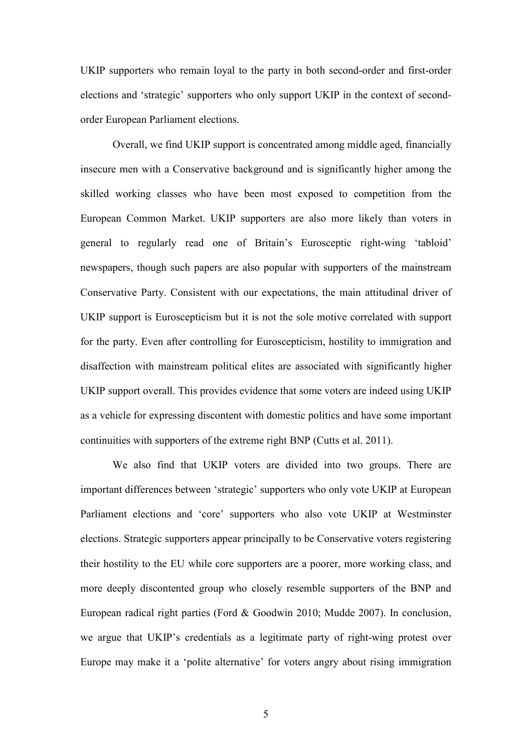UKIP supporters who remain loyal to the party in both second-order and first-order elections and 'strategic' supporters who only support UKIP in the context of second-order European Parliament elections.

Overall, we find UKIP support is concentrated among middle aged, financially insecure men with a Conservative background and is significantly higher among the skilled working classes who have been most exposed to competition from the European Common Market. UKIP supporters are also more likely than voters in general to regularly read one of Britain's Eurosceptic right-wing 'tabloid' newspapers, though such papers are also popular with supporters of the mainstream Conservative Party. Consistent with our expectations, the main attitudinal driver of UKIP support is Euroscepticism but it is not the sole motive correlated with support for the party. Even after controlling for Euroscepticism, hostility to immigration and disaffection with mainstream political elites are associated with significantly higher UKIP support overall. This provides evidence that some voters are indeed using UKIP as a vehicle for expressing discontent with domestic politics and have some important continuities with supporters of the extreme right BNP (Cutts et al. 2011).

We also find that UKIP voters are divided into two groups. There are important differences between 'strategic' supporters who only vote UKIP at European Parliament elections and 'core' supporters who also vote UKIP at Westminster elections. Strategic supporters appear principally to be Conservative voters registering their hostility to the EU while core supporters are a poorer, more working class, and more deeply discontented group who closely resemble supporters of the BNP and European radical right parties (Ford & Goodwin 2010; Mudde 2007). In conclusion, we argue that UKIP's credentials as a legitimate party of right-wing protest over Europe may make it a 'polite alternative' for voters angry about rising immigration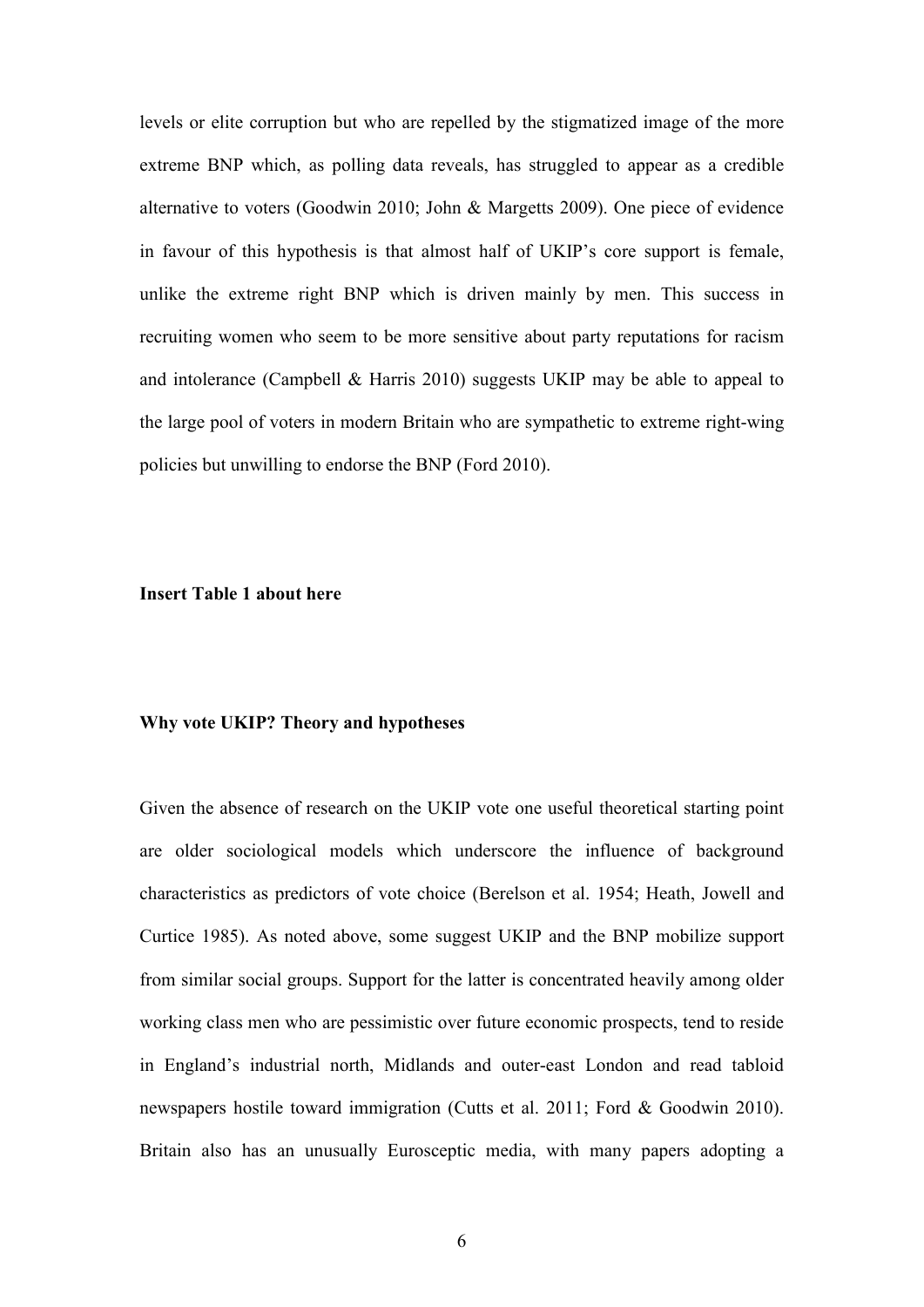levels or elite corruption but who are repelled by the stigmatized image of the more extreme BNP which, as polling data reveals, has struggled to appear as a credible alternative to voters (Goodwin 2010; John & Margetts 2009). One piece of evidence in favour of this hypothesis is that almost half of UKIP's core support is female, unlike the extreme right BNP which is driven mainly by men. This success in recruiting women who seem to be more sensitive about party reputations for racism and intolerance (Campbell & Harris 2010) suggests UKIP may be able to appeal to the large pool of voters in modern Britain who are sympathetic to extreme right-wing policies but unwilling to endorse the BNP (Ford 2010).

**Insert Table 1 about here**

## Why vote UKIP? Theory and hypotheses

Given the absence of research on the UKIP vote one useful theoretical starting point are older sociological models which underscore the influence of background characteristics as predictors of vote choice (Berelson et al. 1954; Heath, Jowell and Curtice 1985). As noted above, some suggest UKIP and the BNP mobilize support from similar social groups. Support for the latter is concentrated heavily among older working class men who are pessimistic over future economic prospects, tend to reside in England's industrial north, Midlands and outer-east London and read tabloid newspapers hostile toward immigration (Cutts et al. 2011; Ford & Goodwin 2010). Britain also has an unusually Eurosceptic media, with many papers adopting a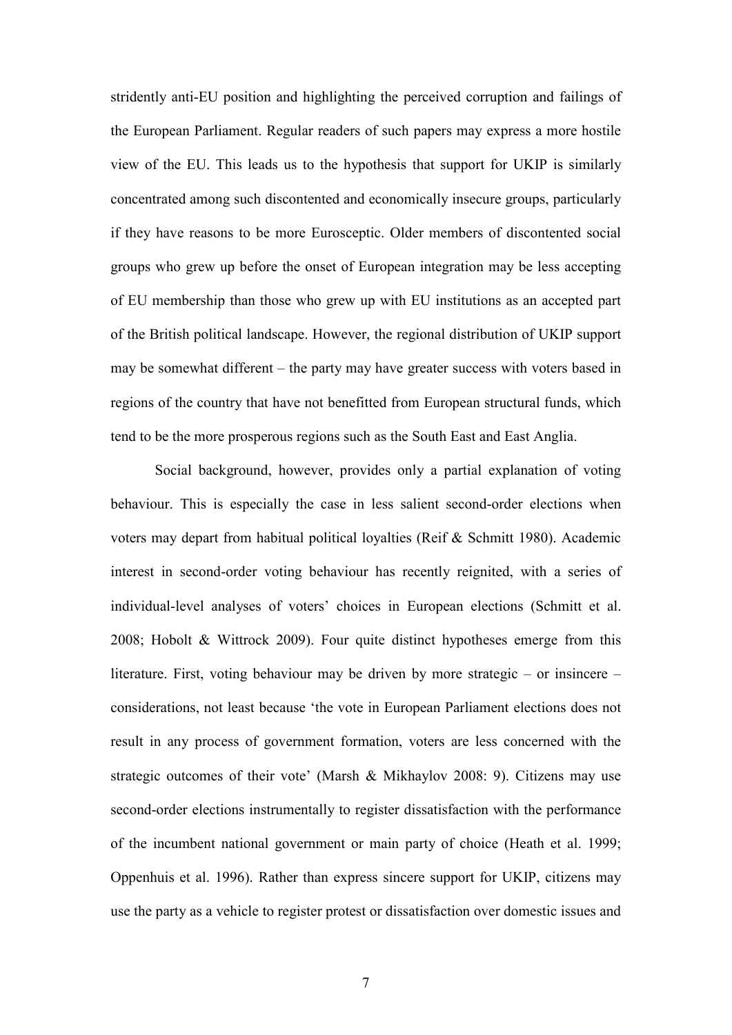stridently anti-EU position and highlighting the perceived corruption and failings of the European Parliament. Regular readers of such papers may express a more hostile view of the EU. This leads us to the hypothesis that support for UKIP is similarly concentrated among such discontented and economically insecure groups, particularly if they have reasons to be more Eurosceptic. Older members of discontented social groups who grew up before the onset of European integration may be less accepting of EU membership than those who grew up with EU institutions as an accepted part of the British political landscape. However, the regional distribution of UKIP support may be somewhat different – the party may have greater success with voters based in regions of the country that have not benefitted from European structural funds, which tend to be the more prosperous regions such as the South East and East Anglia.

Social background, however, provides only a partial explanation of voting behaviour. This is especially the case in less salient second-order elections when voters may depart from habitual political loyalties (Reif & Schmitt 1980). Academic interest in second-order voting behaviour has recently reignited, with a series of individual-level analyses of voters' choices in European elections (Schmitt et al. 2008; Hobolt & Wittrock 2009). Four quite distinct hypotheses emerge from this literature. First, voting behaviour may be driven by more strategic – or insincere – considerations, not least because 'the vote in European Parliament elections does not result in any process of government formation, voters are less concerned with the strategic outcomes of their vote' (Marsh & Mikhaylov 2008: 9). Citizens may use second-order elections instrumentally to register dissatisfaction with the performance of the incumbent national government or main party of choice (Heath et al. 1999; Oppenhuis et al. 1996). Rather than express sincere support for UKIP, citizens may use the party as a vehicle to register protest or dissatisfaction over domestic issues and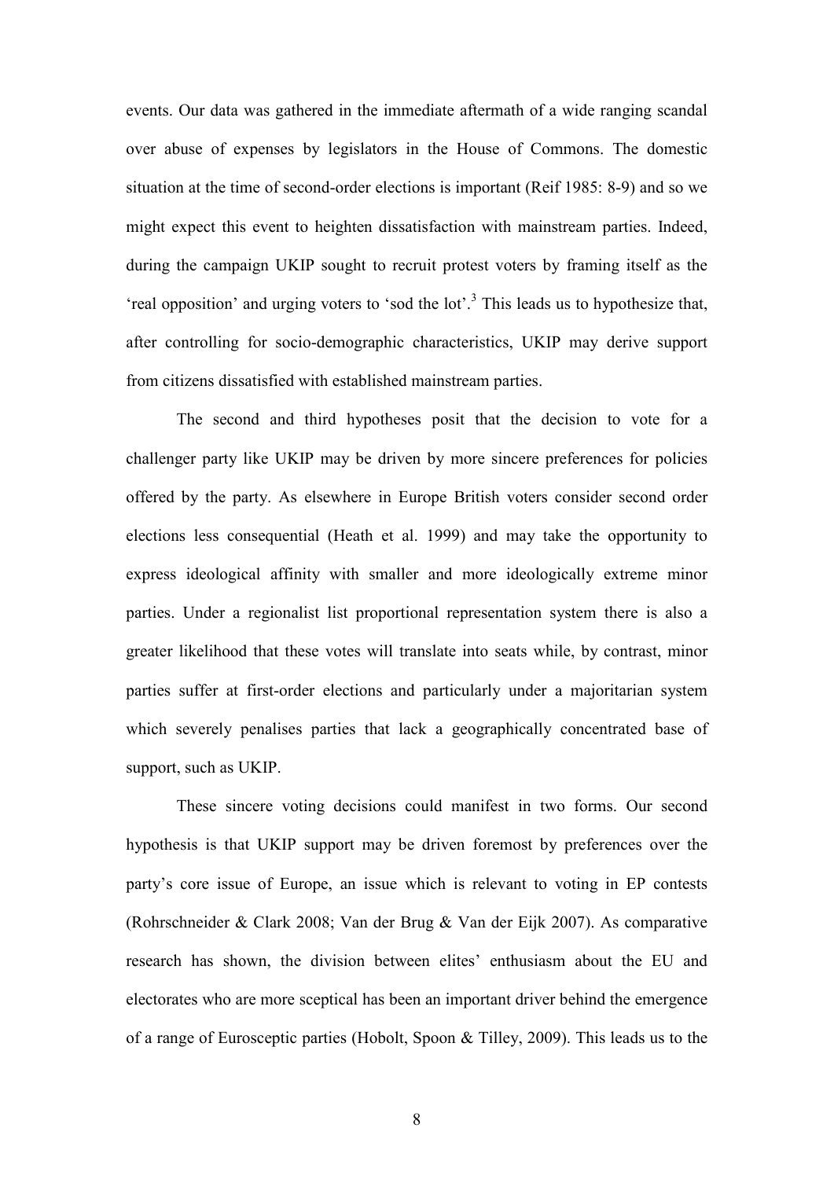events. Our data was gathered in the immediate aftermath of a wide ranging scandal over abuse of expenses by legislators in the House of Commons. The domestic situation at the time of second-order elections is important (Reif 1985: 8-9) and so we might expect this event to heighten dissatisfaction with mainstream parties. Indeed, during the campaign UKIP sought to recruit protest voters by framing itself as the 'real opposition' and urging voters to 'sod the lot'.[3] This leads us to hypothesize that, after controlling for socio-demographic characteristics, UKIP may derive support from citizens dissatisfied with established mainstream parties.

The second and third hypotheses posit that the decision to vote for a challenger party like UKIP may be driven by more sincere preferences for policies offered by the party. As elsewhere in Europe British voters consider second order elections less consequential (Heath et al. 1999) and may take the opportunity to express ideological affinity with smaller and more ideologically extreme minor parties. Under a regionalist list proportional representation system there is also a greater likelihood that these votes will translate into seats while, by contrast, minor parties suffer at first-order elections and particularly under a majoritarian system which severely penalises parties that lack a geographically concentrated base of support, such as UKIP.

These sincere voting decisions could manifest in two forms. Our second hypothesis is that UKIP support may be driven foremost by preferences over the party's core issue of Europe, an issue which is relevant to voting in EP contests (Rohrschneider & Clark 2008; Van der Brug & Van der Eijk 2007). As comparative research has shown, the division between elites' enthusiasm about the EU and electorates who are more sceptical has been an important driver behind the emergence of a range of Eurosceptic parties (Hobolt, Spoon & Tilley, 2009). This leads us to the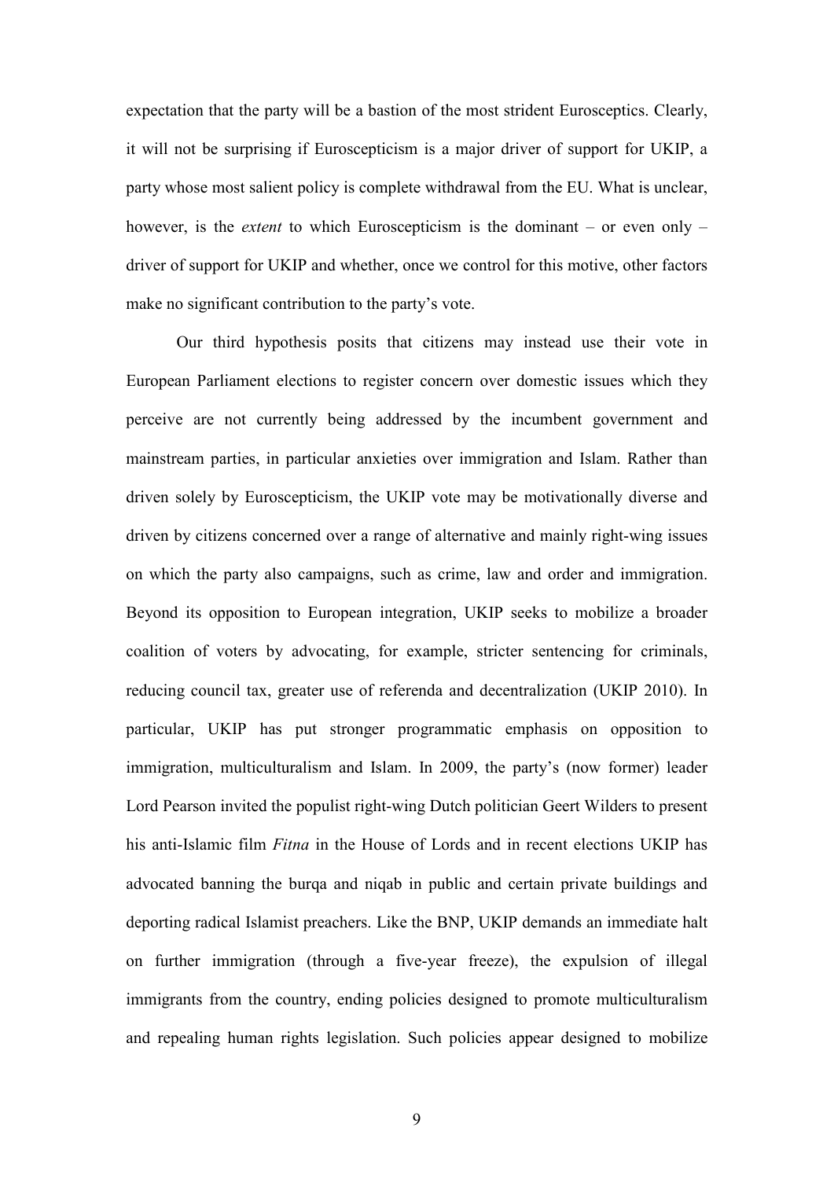expectation that the party will be a bastion of the most strident Eurosceptics. Clearly, it will not be surprising if Euroscepticism is a major driver of support for UKIP, a party whose most salient policy is complete withdrawal from the EU. What is unclear, however, is the *extent* to which Euroscepticism is the dominant – or even only – driver of support for UKIP and whether, once we control for this motive, other factors make no significant contribution to the party's vote.

Our third hypothesis posits that citizens may instead use their vote in European Parliament elections to register concern over domestic issues which they perceive are not currently being addressed by the incumbent government and mainstream parties, in particular anxieties over immigration and Islam. Rather than driven solely by Euroscepticism, the UKIP vote may be motivationally diverse and driven by citizens concerned over a range of alternative and mainly right-wing issues on which the party also campaigns, such as crime, law and order and immigration. Beyond its opposition to European integration, UKIP seeks to mobilize a broader coalition of voters by advocating, for example, stricter sentencing for criminals, reducing council tax, greater use of referenda and decentralization (UKIP 2010). In particular, UKIP has put stronger programmatic emphasis on opposition to immigration, multiculturalism and Islam. In 2009, the party's (now former) leader Lord Pearson invited the populist right-wing Dutch politician Geert Wilders to present his anti-Islamic film *Fitna* in the House of Lords and in recent elections UKIP has advocated banning the burqa and niqab in public and certain private buildings and deporting radical Islamist preachers. Like the BNP, UKIP demands an immediate halt on further immigration (through a five-year freeze), the expulsion of illegal immigrants from the country, ending policies designed to promote multiculturalism and repealing human rights legislation. Such policies appear designed to mobilize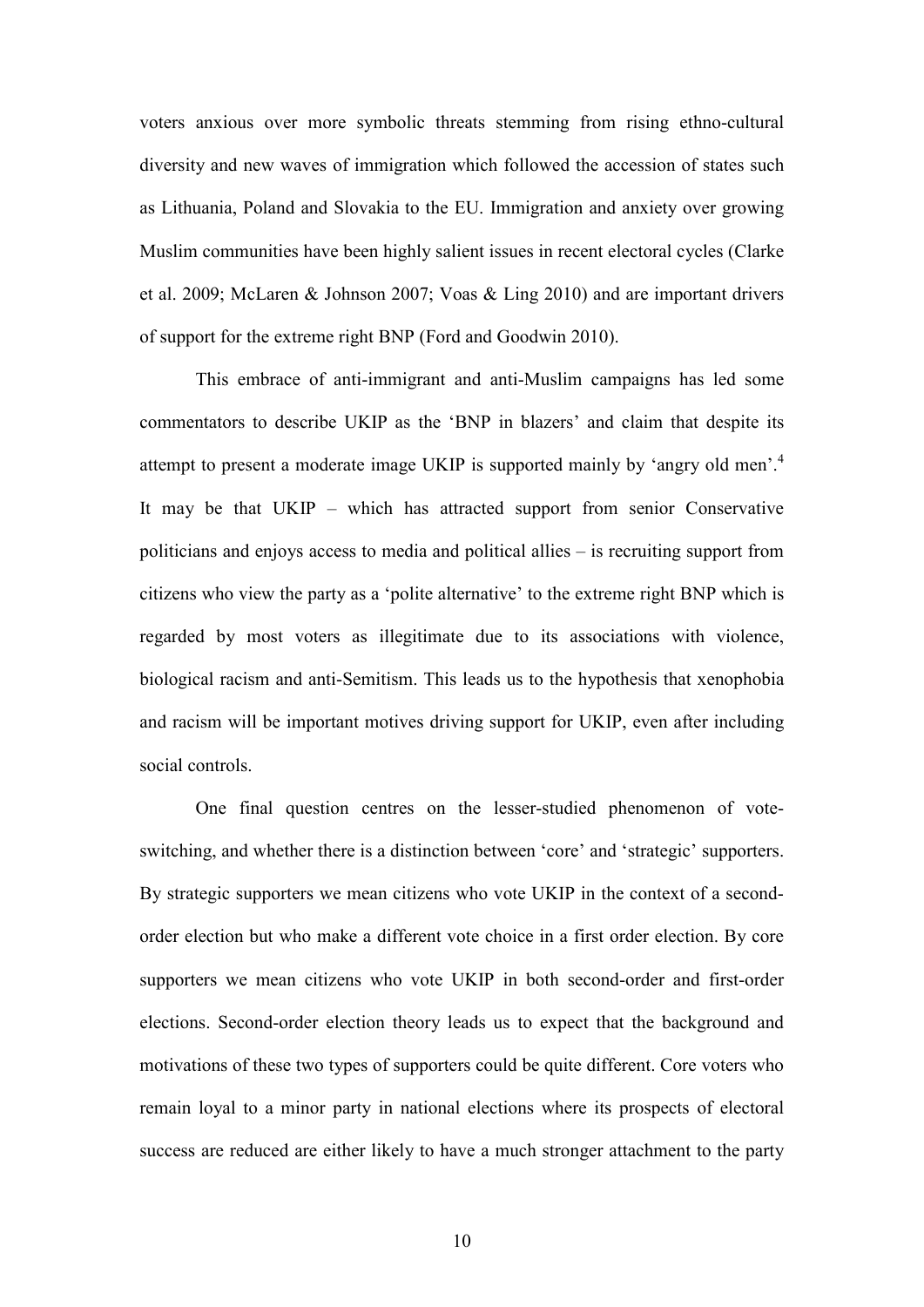voters anxious over more symbolic threats stemming from rising ethno-cultural diversity and new waves of immigration which followed the accession of states such as Lithuania, Poland and Slovakia to the EU. Immigration and anxiety over growing Muslim communities have been highly salient issues in recent electoral cycles (Clarke et al. 2009; McLaren & Johnson 2007; Voas & Ling 2010) and are important drivers of support for the extreme right BNP (Ford and Goodwin 2010).

This embrace of anti-immigrant and anti-Muslim campaigns has led some commentators to describe UKIP as the 'BNP in blazers' and claim that despite its attempt to present a moderate image UKIP is supported mainly by 'angry old men'.[4] It may be that UKIP – which has attracted support from senior Conservative politicians and enjoys access to media and political allies – is recruiting support from citizens who view the party as a 'polite alternative' to the extreme right BNP which is regarded by most voters as illegitimate due to its associations with violence, biological racism and anti-Semitism. This leads us to the hypothesis that xenophobia and racism will be important motives driving support for UKIP, even after including social controls.

One final question centres on the lesser-studied phenomenon of vote-switching, and whether there is a distinction between 'core' and 'strategic' supporters. By strategic supporters we mean citizens who vote UKIP in the context of a second-order election but who make a different vote choice in a first order election. By core supporters we mean citizens who vote UKIP in both second-order and first-order elections. Second-order election theory leads us to expect that the background and motivations of these two types of supporters could be quite different. Core voters who remain loyal to a minor party in national elections where its prospects of electoral success are reduced are either likely to have a much stronger attachment to the party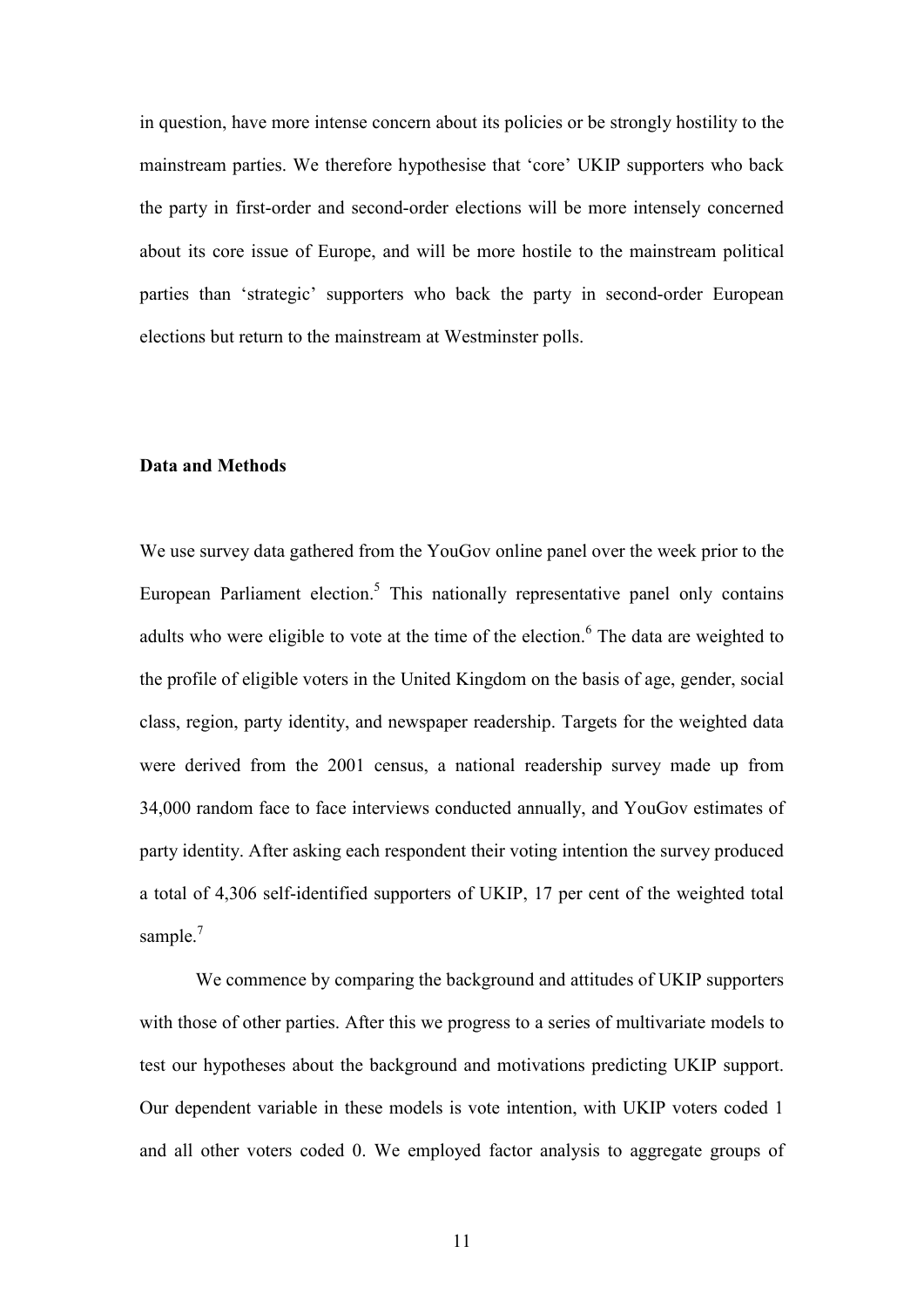in question, have more intense concern about its policies or be strongly hostility to the mainstream parties. We therefore hypothesise that 'core' UKIP supporters who back the party in first-order and second-order elections will be more intensely concerned about its core issue of Europe, and will be more hostile to the mainstream political parties than 'strategic' supporters who back the party in second-order European elections but return to the mainstream at Westminster polls.

## Data and Methods

We use survey data gathered from the YouGov online panel over the week prior to the European Parliament election.[5] This nationally representative panel only contains adults who were eligible to vote at the time of the election.[6] The data are weighted to the profile of eligible voters in the United Kingdom on the basis of age, gender, social class, region, party identity, and newspaper readership. Targets for the weighted data were derived from the 2001 census, a national readership survey made up from 34,000 random face to face interviews conducted annually, and YouGov estimates of party identity. After asking each respondent their voting intention the survey produced a total of 4,306 self-identified supporters of UKIP, 17 per cent of the weighted total sample.[7]

We commence by comparing the background and attitudes of UKIP supporters with those of other parties. After this we progress to a series of multivariate models to test our hypotheses about the background and motivations predicting UKIP support. Our dependent variable in these models is vote intention, with UKIP voters coded 1 and all other voters coded 0. We employed factor analysis to aggregate groups of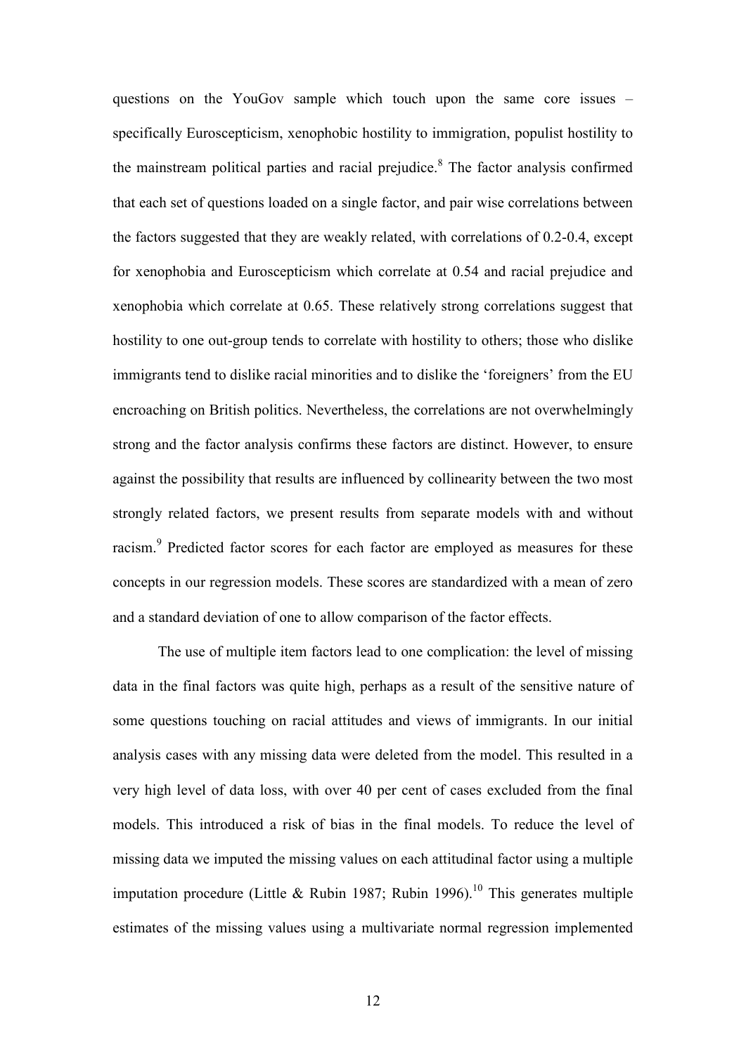questions on the YouGov sample which touch upon the same core issues – specifically Euroscepticism, xenophobic hostility to immigration, populist hostility to the mainstream political parties and racial prejudice.[8] The factor analysis confirmed that each set of questions loaded on a single factor, and pair wise correlations between the factors suggested that they are weakly related, with correlations of 0.2-0.4, except for xenophobia and Euroscepticism which correlate at 0.54 and racial prejudice and xenophobia which correlate at 0.65. These relatively strong correlations suggest that hostility to one out-group tends to correlate with hostility to others; those who dislike immigrants tend to dislike racial minorities and to dislike the 'foreigners' from the EU encroaching on British politics. Nevertheless, the correlations are not overwhelmingly strong and the factor analysis confirms these factors are distinct. However, to ensure against the possibility that results are influenced by collinearity between the two most strongly related factors, we present results from separate models with and without racism.[9] Predicted factor scores for each factor are employed as measures for these concepts in our regression models. These scores are standardized with a mean of zero and a standard deviation of one to allow comparison of the factor effects.

The use of multiple item factors lead to one complication: the level of missing data in the final factors was quite high, perhaps as a result of the sensitive nature of some questions touching on racial attitudes and views of immigrants. In our initial analysis cases with any missing data were deleted from the model. This resulted in a very high level of data loss, with over 40 per cent of cases excluded from the final models. This introduced a risk of bias in the final models. To reduce the level of missing data we imputed the missing values on each attitudinal factor using a multiple imputation procedure (Little & Rubin 1987; Rubin 1996).[10] This generates multiple estimates of the missing values using a multivariate normal regression implemented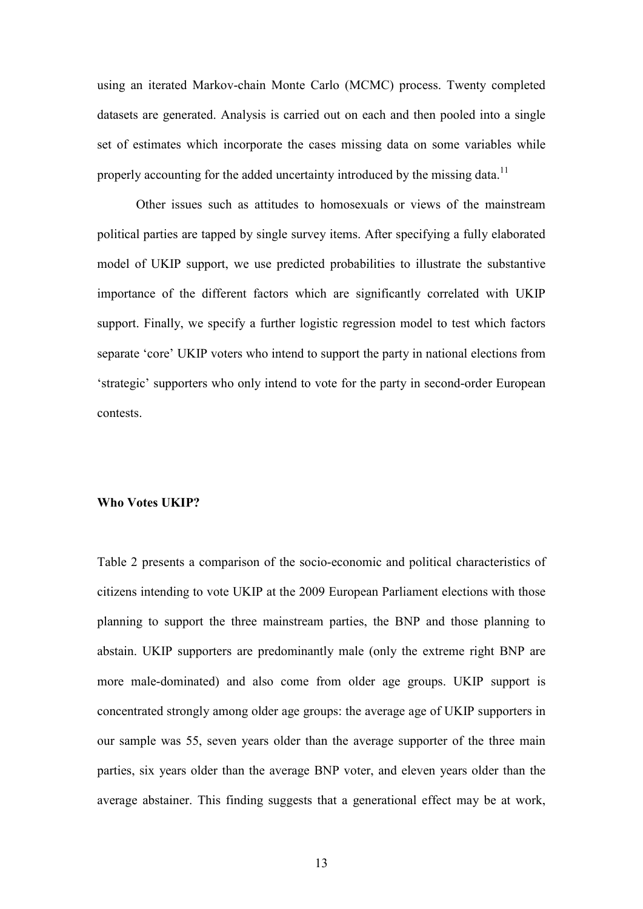using an iterated Markov-chain Monte Carlo (MCMC) process. Twenty completed datasets are generated. Analysis is carried out on each and then pooled into a single set of estimates which incorporate the cases missing data on some variables while properly accounting for the added uncertainty introduced by the missing data.[11]

Other issues such as attitudes to homosexuals or views of the mainstream political parties are tapped by single survey items. After specifying a fully elaborated model of UKIP support, we use predicted probabilities to illustrate the substantive importance of the different factors which are significantly correlated with UKIP support. Finally, we specify a further logistic regression model to test which factors separate 'core' UKIP voters who intend to support the party in national elections from 'strategic' supporters who only intend to vote for the party in second-order European contests.

**Who Votes UKIP?**

Table 2 presents a comparison of the socio-economic and political characteristics of citizens intending to vote UKIP at the 2009 European Parliament elections with those planning to support the three mainstream parties, the BNP and those planning to abstain. UKIP supporters are predominantly male (only the extreme right BNP are more male-dominated) and also come from older age groups. UKIP support is concentrated strongly among older age groups: the average age of UKIP supporters in our sample was 55, seven years older than the average supporter of the three main parties, six years older than the average BNP voter, and eleven years older than the average abstainer. This finding suggests that a generational effect may be at work,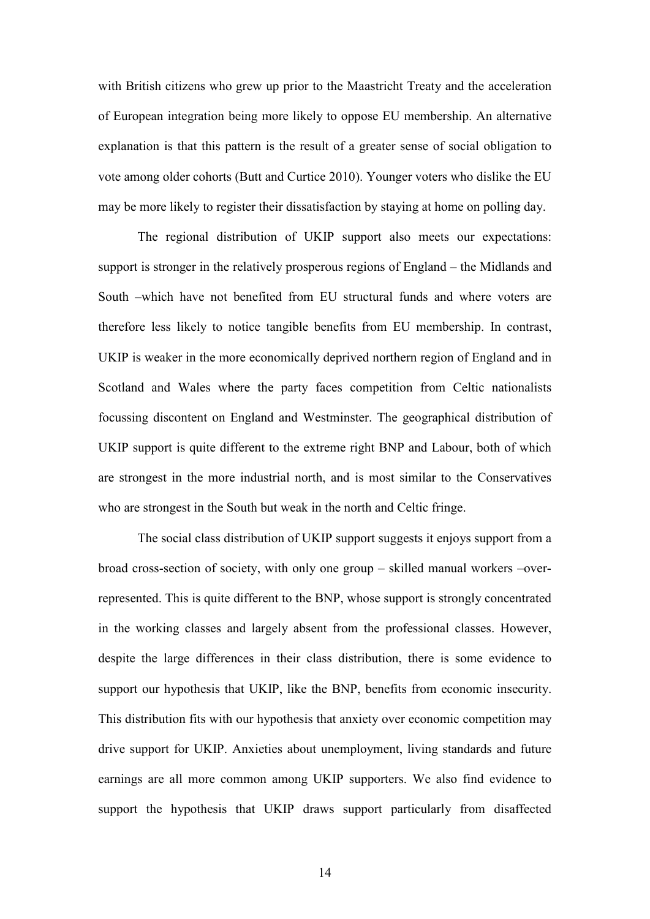with British citizens who grew up prior to the Maastricht Treaty and the acceleration of European integration being more likely to oppose EU membership. An alternative explanation is that this pattern is the result of a greater sense of social obligation to vote among older cohorts (Butt and Curtice 2010). Younger voters who dislike the EU may be more likely to register their dissatisfaction by staying at home on polling day.

The regional distribution of UKIP support also meets our expectations: support is stronger in the relatively prosperous regions of England – the Midlands and South –which have not benefited from EU structural funds and where voters are therefore less likely to notice tangible benefits from EU membership. In contrast, UKIP is weaker in the more economically deprived northern region of England and in Scotland and Wales where the party faces competition from Celtic nationalists focussing discontent on England and Westminster. The geographical distribution of UKIP support is quite different to the extreme right BNP and Labour, both of which are strongest in the more industrial north, and is most similar to the Conservatives who are strongest in the South but weak in the north and Celtic fringe.

The social class distribution of UKIP support suggests it enjoys support from a broad cross-section of society, with only one group – skilled manual workers –over-represented. This is quite different to the BNP, whose support is strongly concentrated in the working classes and largely absent from the professional classes. However, despite the large differences in their class distribution, there is some evidence to support our hypothesis that UKIP, like the BNP, benefits from economic insecurity. This distribution fits with our hypothesis that anxiety over economic competition may drive support for UKIP. Anxieties about unemployment, living standards and future earnings are all more common among UKIP supporters. We also find evidence to support the hypothesis that UKIP draws support particularly from disaffected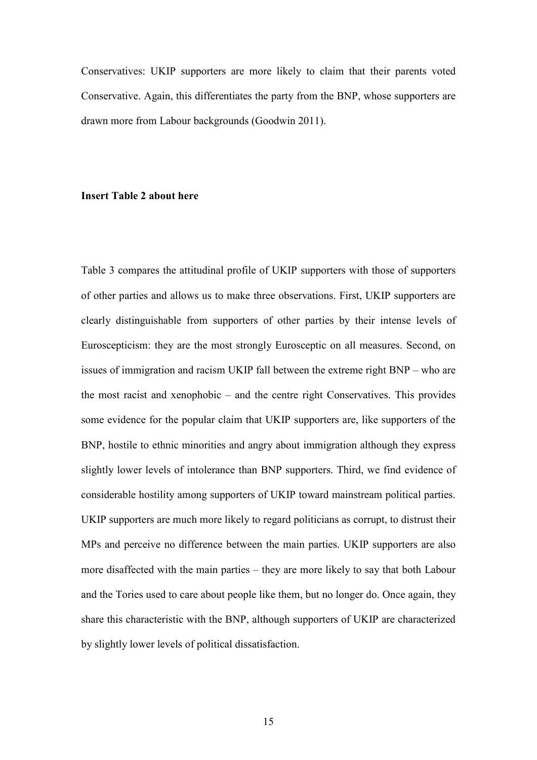Conservatives: UKIP supporters are more likely to claim that their parents voted Conservative. Again, this differentiates the party from the BNP, whose supporters are drawn more from Labour backgrounds (Goodwin 2011).

**Insert Table 2 about here**

Table 3 compares the attitudinal profile of UKIP supporters with those of supporters of other parties and allows us to make three observations. First, UKIP supporters are clearly distinguishable from supporters of other parties by their intense levels of Euroscepticism: they are the most strongly Eurosceptic on all measures. Second, on issues of immigration and racism UKIP fall between the extreme right BNP – who are the most racist and xenophobic – and the centre right Conservatives. This provides some evidence for the popular claim that UKIP supporters are, like supporters of the BNP, hostile to ethnic minorities and angry about immigration although they express slightly lower levels of intolerance than BNP supporters. Third, we find evidence of considerable hostility among supporters of UKIP toward mainstream political parties. UKIP supporters are much more likely to regard politicians as corrupt, to distrust their MPs and perceive no difference between the main parties. UKIP supporters are also more disaffected with the main parties – they are more likely to say that both Labour and the Tories used to care about people like them, but no longer do. Once again, they share this characteristic with the BNP, although supporters of UKIP are characterized by slightly lower levels of political dissatisfaction.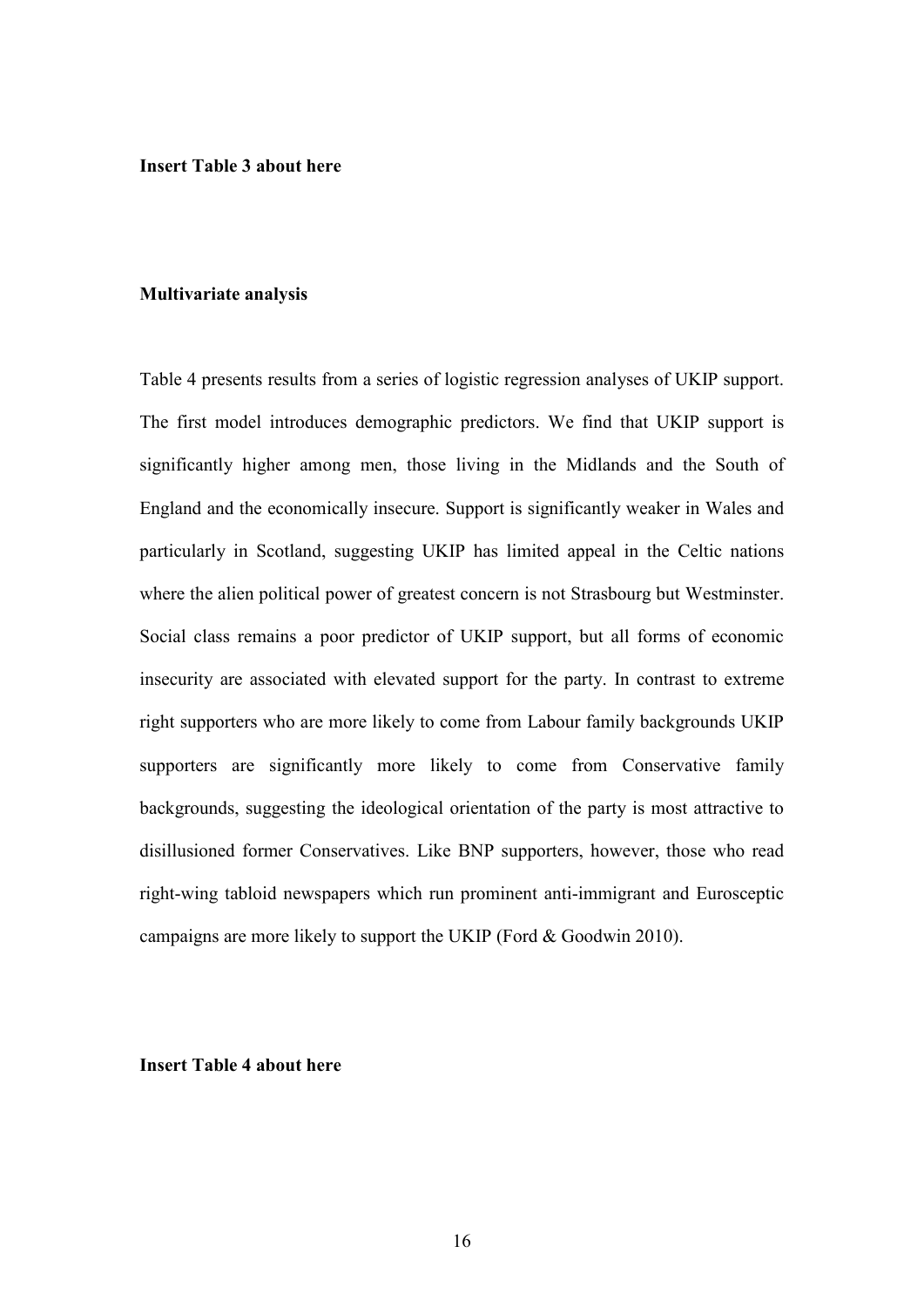**Insert Table 3 about here**

## Multivariate analysis

Table 4 presents results from a series of logistic regression analyses of UKIP support. The first model introduces demographic predictors. We find that UKIP support is significantly higher among men, those living in the Midlands and the South of England and the economically insecure. Support is significantly weaker in Wales and particularly in Scotland, suggesting UKIP has limited appeal in the Celtic nations where the alien political power of greatest concern is not Strasbourg but Westminster. Social class remains a poor predictor of UKIP support, but all forms of economic insecurity are associated with elevated support for the party. In contrast to extreme right supporters who are more likely to come from Labour family backgrounds UKIP supporters are significantly more likely to come from Conservative family backgrounds, suggesting the ideological orientation of the party is most attractive to disillusioned former Conservatives. Like BNP supporters, however, those who read right-wing tabloid newspapers which run prominent anti-immigrant and Eurosceptic campaigns are more likely to support the UKIP (Ford & Goodwin 2010).

**Insert Table 4 about here**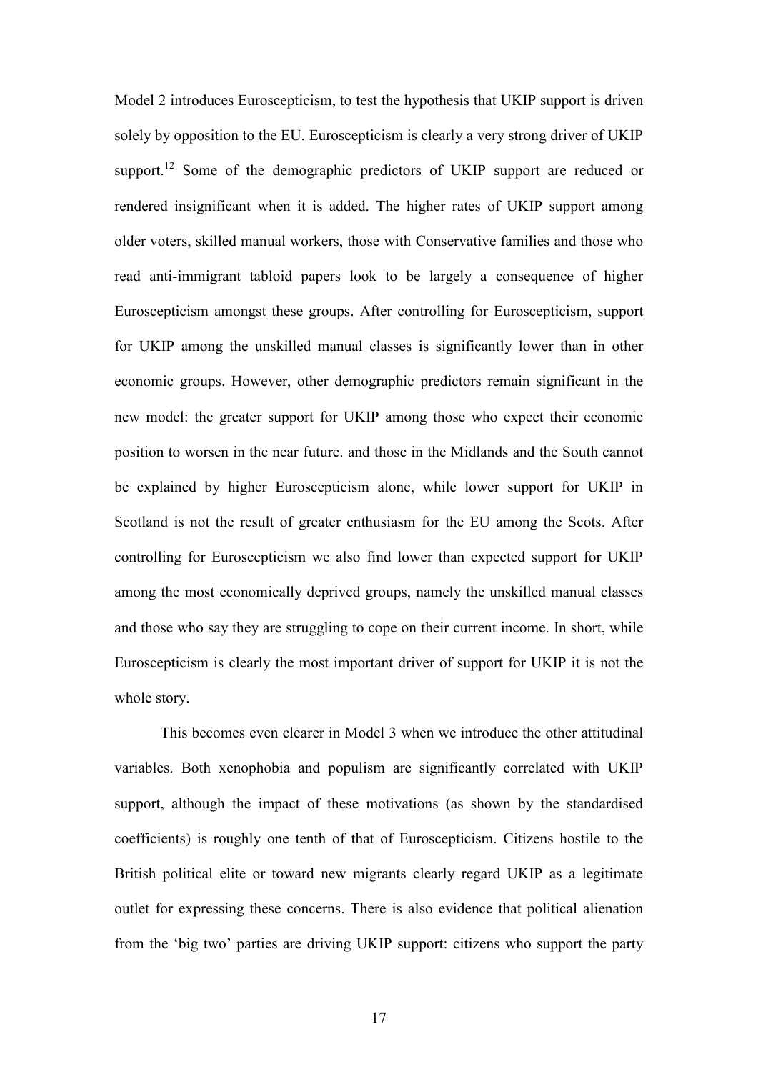Model 2 introduces Euroscepticism, to test the hypothesis that UKIP support is driven solely by opposition to the EU. Euroscepticism is clearly a very strong driver of UKIP support.[12] Some of the demographic predictors of UKIP support are reduced or rendered insignificant when it is added. The higher rates of UKIP support among older voters, skilled manual workers, those with Conservative families and those who read anti-immigrant tabloid papers look to be largely a consequence of higher Euroscepticism amongst these groups. After controlling for Euroscepticism, support for UKIP among the unskilled manual classes is significantly lower than in other economic groups. However, other demographic predictors remain significant in the new model: the greater support for UKIP among those who expect their economic position to worsen in the near future. and those in the Midlands and the South cannot be explained by higher Euroscepticism alone, while lower support for UKIP in Scotland is not the result of greater enthusiasm for the EU among the Scots. After controlling for Euroscepticism we also find lower than expected support for UKIP among the most economically deprived groups, namely the unskilled manual classes and those who say they are struggling to cope on their current income. In short, while Euroscepticism is clearly the most important driver of support for UKIP it is not the whole story.

This becomes even clearer in Model 3 when we introduce the other attitudinal variables. Both xenophobia and populism are significantly correlated with UKIP support, although the impact of these motivations (as shown by the standardised coefficients) is roughly one tenth of that of Euroscepticism. Citizens hostile to the British political elite or toward new migrants clearly regard UKIP as a legitimate outlet for expressing these concerns. There is also evidence that political alienation from the 'big two' parties are driving UKIP support: citizens who support the party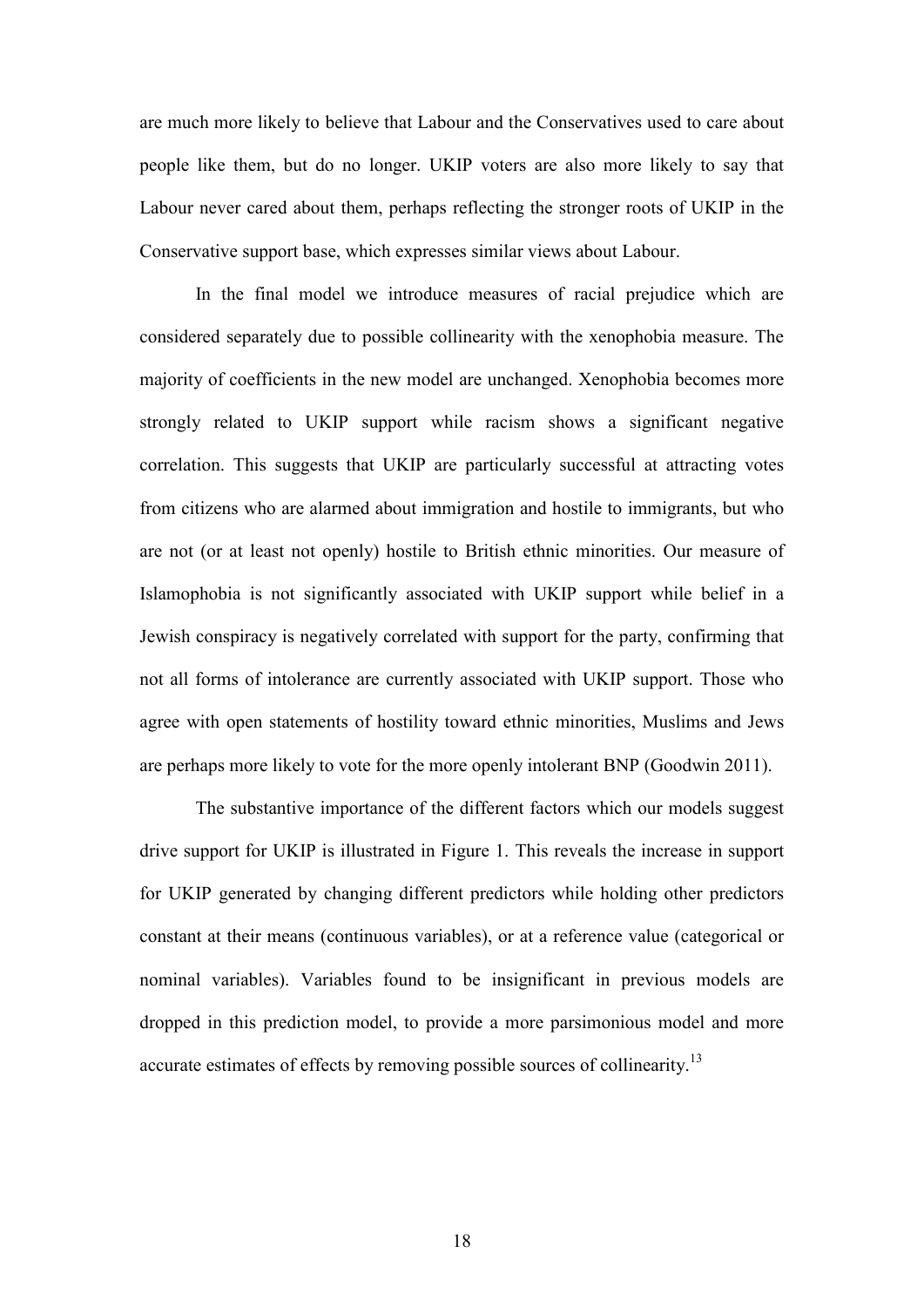are much more likely to believe that Labour and the Conservatives used to care about people like them, but do no longer. UKIP voters are also more likely to say that Labour never cared about them, perhaps reflecting the stronger roots of UKIP in the Conservative support base, which expresses similar views about Labour.

In the final model we introduce measures of racial prejudice which are considered separately due to possible collinearity with the xenophobia measure. The majority of coefficients in the new model are unchanged. Xenophobia becomes more strongly related to UKIP support while racism shows a significant negative correlation. This suggests that UKIP are particularly successful at attracting votes from citizens who are alarmed about immigration and hostile to immigrants, but who are not (or at least not openly) hostile to British ethnic minorities. Our measure of Islamophobia is not significantly associated with UKIP support while belief in a Jewish conspiracy is negatively correlated with support for the party, confirming that not all forms of intolerance are currently associated with UKIP support. Those who agree with open statements of hostility toward ethnic minorities, Muslims and Jews are perhaps more likely to vote for the more openly intolerant BNP (Goodwin 2011).

The substantive importance of the different factors which our models suggest drive support for UKIP is illustrated in Figure 1. This reveals the increase in support for UKIP generated by changing different predictors while holding other predictors constant at their means (continuous variables), or at a reference value (categorical or nominal variables). Variables found to be insignificant in previous models are dropped in this prediction model, to provide a more parsimonious model and more accurate estimates of effects by removing possible sources of collinearity.[13]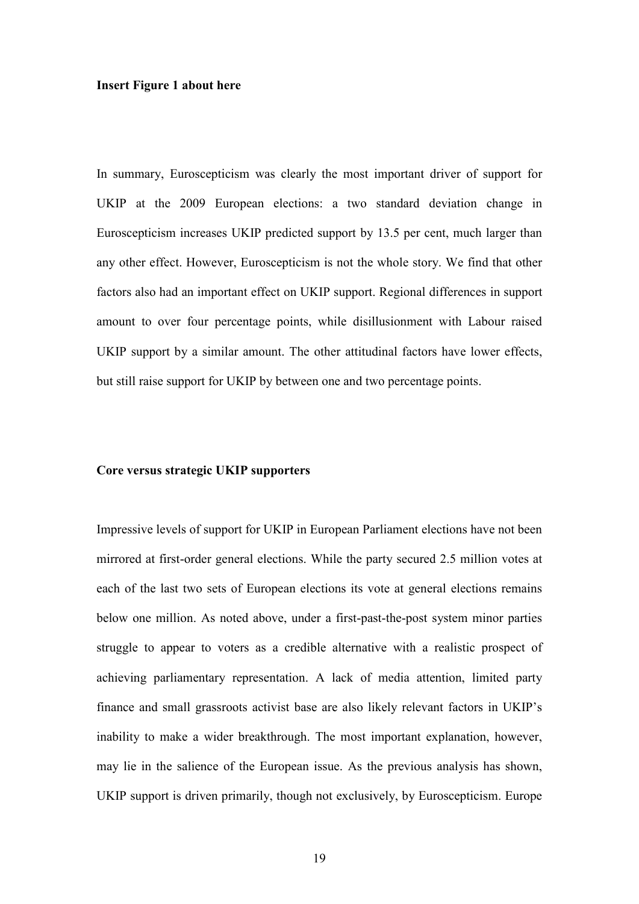**Insert Figure 1 about here**

In summary, Euroscepticism was clearly the most important driver of support for UKIP at the 2009 European elections: a two standard deviation change in Euroscepticism increases UKIP predicted support by 13.5 per cent, much larger than any other effect. However, Euroscepticism is not the whole story. We find that other factors also had an important effect on UKIP support. Regional differences in support amount to over four percentage points, while disillusionment with Labour raised UKIP support by a similar amount. The other attitudinal factors have lower effects, but still raise support for UKIP by between one and two percentage points.

**Core versus strategic UKIP supporters**

Impressive levels of support for UKIP in European Parliament elections have not been mirrored at first-order general elections. While the party secured 2.5 million votes at each of the last two sets of European elections its vote at general elections remains below one million. As noted above, under a first-past-the-post system minor parties struggle to appear to voters as a credible alternative with a realistic prospect of achieving parliamentary representation. A lack of media attention, limited party finance and small grassroots activist base are also likely relevant factors in UKIP's inability to make a wider breakthrough. The most important explanation, however, may lie in the salience of the European issue. As the previous analysis has shown, UKIP support is driven primarily, though not exclusively, by Euroscepticism. Europe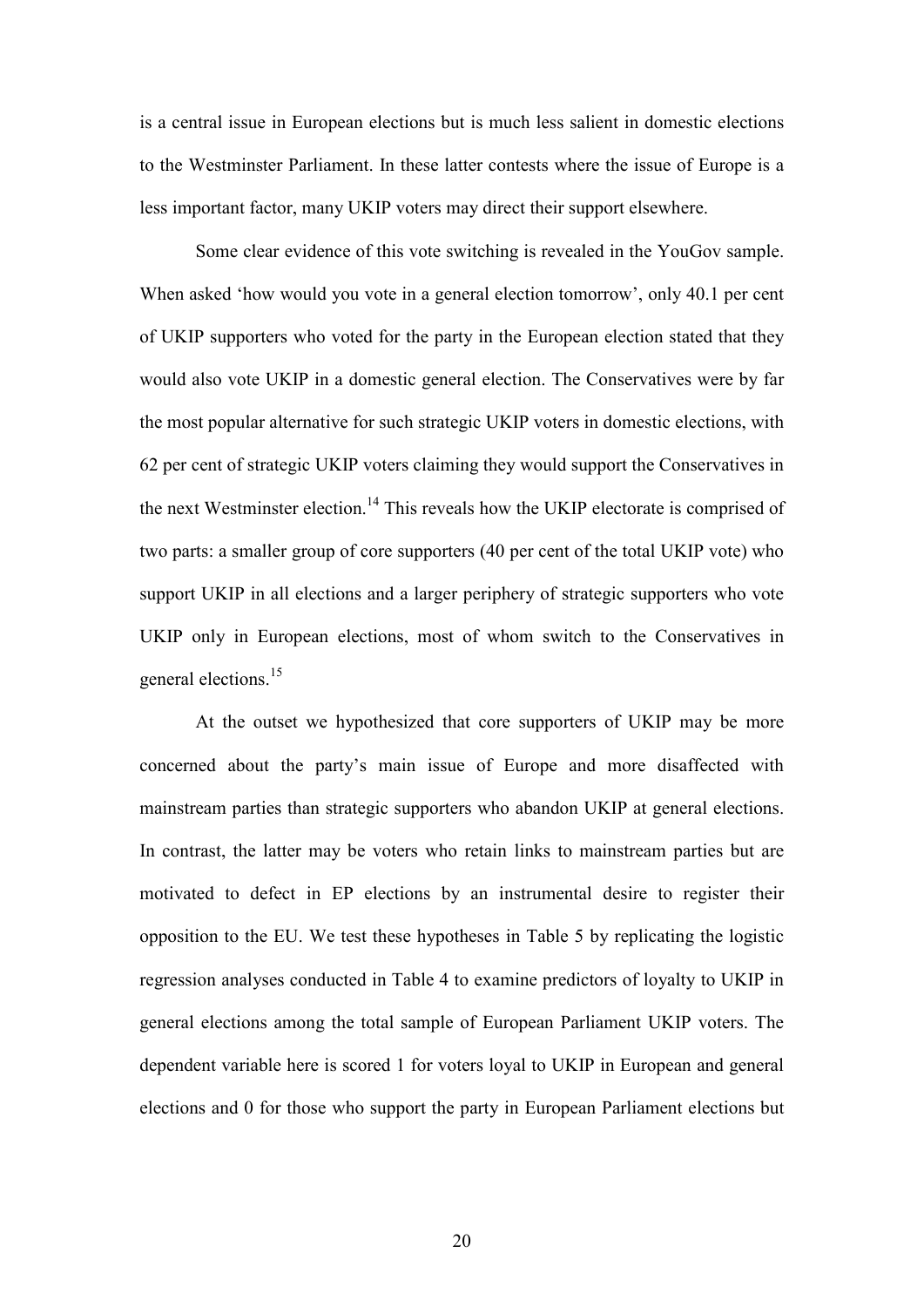is a central issue in European elections but is much less salient in domestic elections to the Westminster Parliament. In these latter contests where the issue of Europe is a less important factor, many UKIP voters may direct their support elsewhere.

Some clear evidence of this vote switching is revealed in the YouGov sample. When asked 'how would you vote in a general election tomorrow', only 40.1 per cent of UKIP supporters who voted for the party in the European election stated that they would also vote UKIP in a domestic general election. The Conservatives were by far the most popular alternative for such strategic UKIP voters in domestic elections, with 62 per cent of strategic UKIP voters claiming they would support the Conservatives in the next Westminster election.[14] This reveals how the UKIP electorate is comprised of two parts: a smaller group of core supporters (40 per cent of the total UKIP vote) who support UKIP in all elections and a larger periphery of strategic supporters who vote UKIP only in European elections, most of whom switch to the Conservatives in general elections.[15]

At the outset we hypothesized that core supporters of UKIP may be more concerned about the party's main issue of Europe and more disaffected with mainstream parties than strategic supporters who abandon UKIP at general elections. In contrast, the latter may be voters who retain links to mainstream parties but are motivated to defect in EP elections by an instrumental desire to register their opposition to the EU. We test these hypotheses in Table 5 by replicating the logistic regression analyses conducted in Table 4 to examine predictors of loyalty to UKIP in general elections among the total sample of European Parliament UKIP voters. The dependent variable here is scored 1 for voters loyal to UKIP in European and general elections and 0 for those who support the party in European Parliament elections but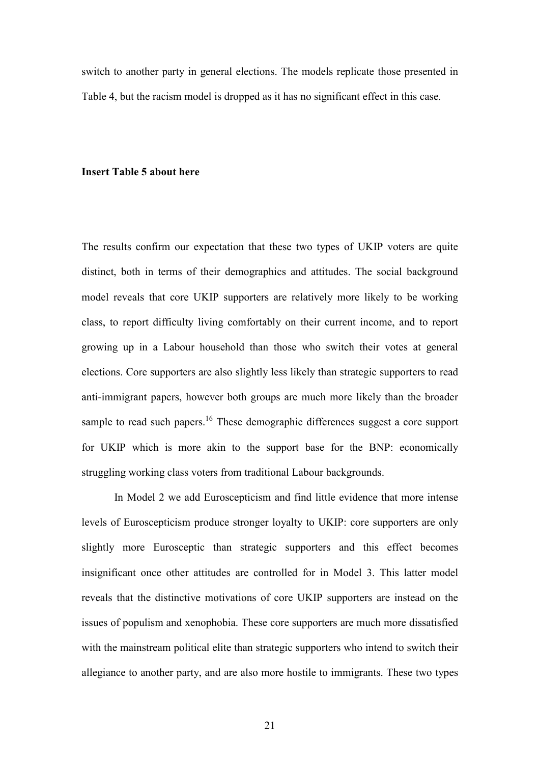switch to another party in general elections. The models replicate those presented in Table 4, but the racism model is dropped as it has no significant effect in this case.

**Insert Table 5 about here**

The results confirm our expectation that these two types of UKIP voters are quite distinct, both in terms of their demographics and attitudes. The social background model reveals that core UKIP supporters are relatively more likely to be working class, to report difficulty living comfortably on their current income, and to report growing up in a Labour household than those who switch their votes at general elections. Core supporters are also slightly less likely than strategic supporters to read anti-immigrant papers, however both groups are much more likely than the broader sample to read such papers.[16] These demographic differences suggest a core support for UKIP which is more akin to the support base for the BNP: economically struggling working class voters from traditional Labour backgrounds.

In Model 2 we add Euroscepticism and find little evidence that more intense levels of Euroscepticism produce stronger loyalty to UKIP: core supporters are only slightly more Eurosceptic than strategic supporters and this effect becomes insignificant once other attitudes are controlled for in Model 3. This latter model reveals that the distinctive motivations of core UKIP supporters are instead on the issues of populism and xenophobia. These core supporters are much more dissatisfied with the mainstream political elite than strategic supporters who intend to switch their allegiance to another party, and are also more hostile to immigrants. These two types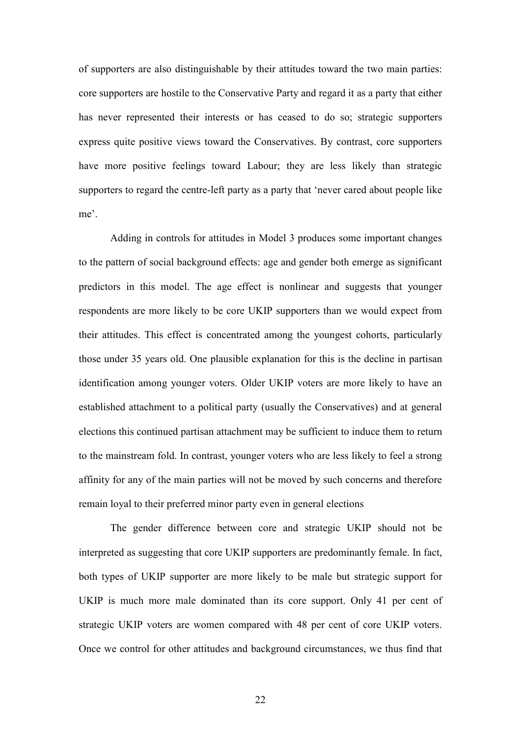of supporters are also distinguishable by their attitudes toward the two main parties: core supporters are hostile to the Conservative Party and regard it as a party that either has never represented their interests or has ceased to do so; strategic supporters express quite positive views toward the Conservatives. By contrast, core supporters have more positive feelings toward Labour; they are less likely than strategic supporters to regard the centre-left party as a party that 'never cared about people like me'.

Adding in controls for attitudes in Model 3 produces some important changes to the pattern of social background effects: age and gender both emerge as significant predictors in this model. The age effect is nonlinear and suggests that younger respondents are more likely to be core UKIP supporters than we would expect from their attitudes. This effect is concentrated among the youngest cohorts, particularly those under 35 years old. One plausible explanation for this is the decline in partisan identification among younger voters. Older UKIP voters are more likely to have an established attachment to a political party (usually the Conservatives) and at general elections this continued partisan attachment may be sufficient to induce them to return to the mainstream fold. In contrast, younger voters who are less likely to feel a strong affinity for any of the main parties will not be moved by such concerns and therefore remain loyal to their preferred minor party even in general elections

The gender difference between core and strategic UKIP should not be interpreted as suggesting that core UKIP supporters are predominantly female. In fact, both types of UKIP supporter are more likely to be male but strategic support for UKIP is much more male dominated than its core support. Only 41 per cent of strategic UKIP voters are women compared with 48 per cent of core UKIP voters. Once we control for other attitudes and background circumstances, we thus find that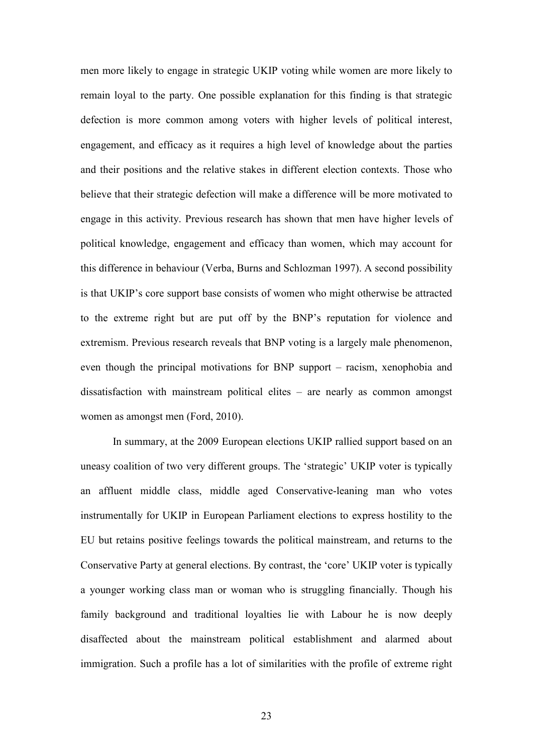men more likely to engage in strategic UKIP voting while women are more likely to remain loyal to the party. One possible explanation for this finding is that strategic defection is more common among voters with higher levels of political interest, engagement, and efficacy as it requires a high level of knowledge about the parties and their positions and the relative stakes in different election contexts. Those who believe that their strategic defection will make a difference will be more motivated to engage in this activity. Previous research has shown that men have higher levels of political knowledge, engagement and efficacy than women, which may account for this difference in behaviour (Verba, Burns and Schlozman 1997). A second possibility is that UKIP's core support base consists of women who might otherwise be attracted to the extreme right but are put off by the BNP's reputation for violence and extremism. Previous research reveals that BNP voting is a largely male phenomenon, even though the principal motivations for BNP support – racism, xenophobia and dissatisfaction with mainstream political elites – are nearly as common amongst women as amongst men (Ford, 2010).

In summary, at the 2009 European elections UKIP rallied support based on an uneasy coalition of two very different groups. The 'strategic' UKIP voter is typically an affluent middle class, middle aged Conservative-leaning man who votes instrumentally for UKIP in European Parliament elections to express hostility to the EU but retains positive feelings towards the political mainstream, and returns to the Conservative Party at general elections. By contrast, the 'core' UKIP voter is typically a younger working class man or woman who is struggling financially. Though his family background and traditional loyalties lie with Labour he is now deeply disaffected about the mainstream political establishment and alarmed about immigration. Such a profile has a lot of similarities with the profile of extreme right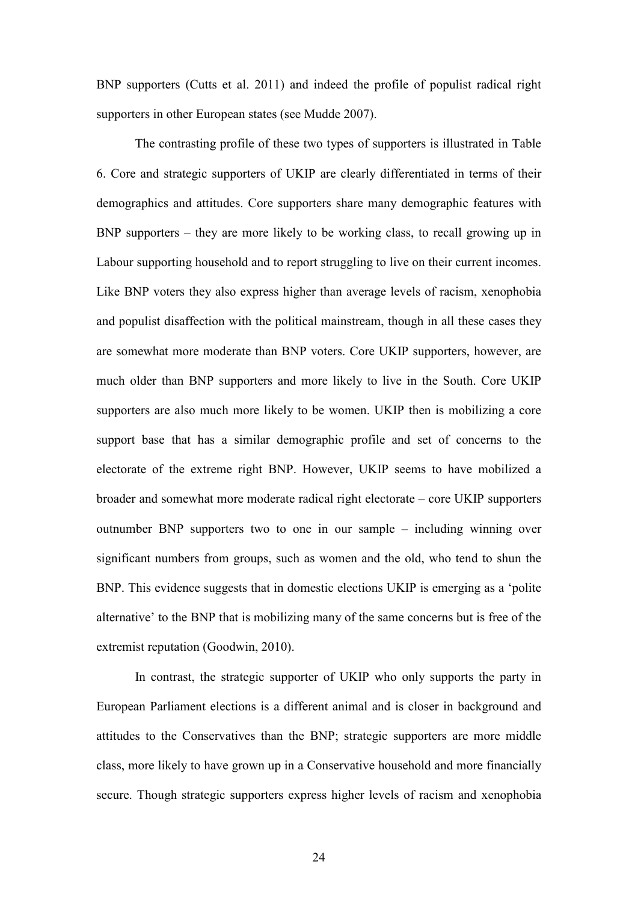BNP supporters (Cutts et al. 2011) and indeed the profile of populist radical right supporters in other European states (see Mudde 2007).

The contrasting profile of these two types of supporters is illustrated in Table 6. Core and strategic supporters of UKIP are clearly differentiated in terms of their demographics and attitudes. Core supporters share many demographic features with BNP supporters – they are more likely to be working class, to recall growing up in Labour supporting household and to report struggling to live on their current incomes. Like BNP voters they also express higher than average levels of racism, xenophobia and populist disaffection with the political mainstream, though in all these cases they are somewhat more moderate than BNP voters. Core UKIP supporters, however, are much older than BNP supporters and more likely to live in the South. Core UKIP supporters are also much more likely to be women. UKIP then is mobilizing a core support base that has a similar demographic profile and set of concerns to the electorate of the extreme right BNP. However, UKIP seems to have mobilized a broader and somewhat more moderate radical right electorate – core UKIP supporters outnumber BNP supporters two to one in our sample – including winning over significant numbers from groups, such as women and the old, who tend to shun the BNP. This evidence suggests that in domestic elections UKIP is emerging as a 'polite alternative' to the BNP that is mobilizing many of the same concerns but is free of the extremist reputation (Goodwin, 2010).

In contrast, the strategic supporter of UKIP who only supports the party in European Parliament elections is a different animal and is closer in background and attitudes to the Conservatives than the BNP; strategic supporters are more middle class, more likely to have grown up in a Conservative household and more financially secure. Though strategic supporters express higher levels of racism and xenophobia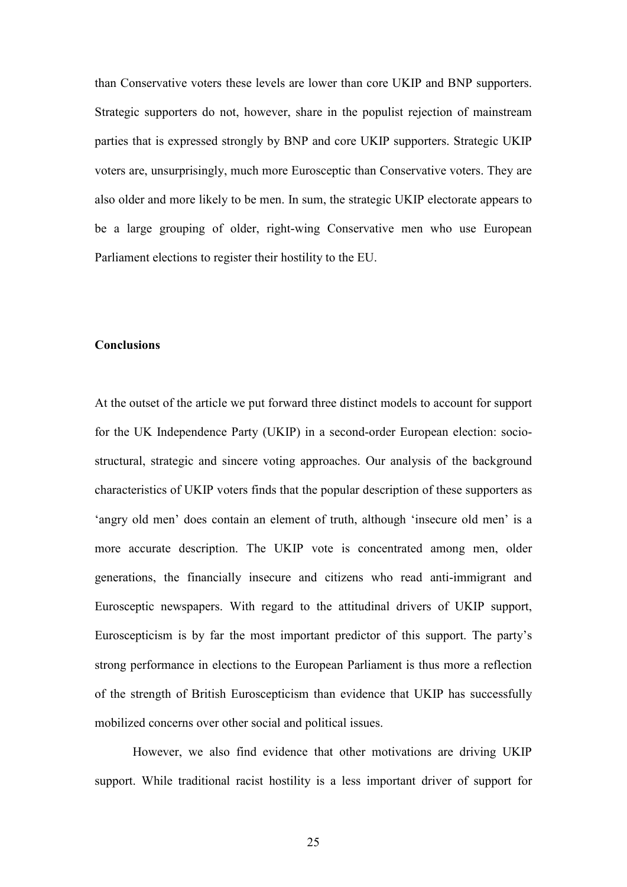than Conservative voters these levels are lower than core UKIP and BNP supporters. Strategic supporters do not, however, share in the populist rejection of mainstream parties that is expressed strongly by BNP and core UKIP supporters. Strategic UKIP voters are, unsurprisingly, much more Eurosceptic than Conservative voters. They are also older and more likely to be men. In sum, the strategic UKIP electorate appears to be a large grouping of older, right-wing Conservative men who use European Parliament elections to register their hostility to the EU.

**Conclusions**

At the outset of the article we put forward three distinct models to account for support for the UK Independence Party (UKIP) in a second-order European election: socio-structural, strategic and sincere voting approaches. Our analysis of the background characteristics of UKIP voters finds that the popular description of these supporters as 'angry old men' does contain an element of truth, although 'insecure old men' is a more accurate description. The UKIP vote is concentrated among men, older generations, the financially insecure and citizens who read anti-immigrant and Eurosceptic newspapers. With regard to the attitudinal drivers of UKIP support, Euroscepticism is by far the most important predictor of this support. The party's strong performance in elections to the European Parliament is thus more a reflection of the strength of British Euroscepticism than evidence that UKIP has successfully mobilized concerns over other social and political issues.

However, we also find evidence that other motivations are driving UKIP support. While traditional racist hostility is a less important driver of support for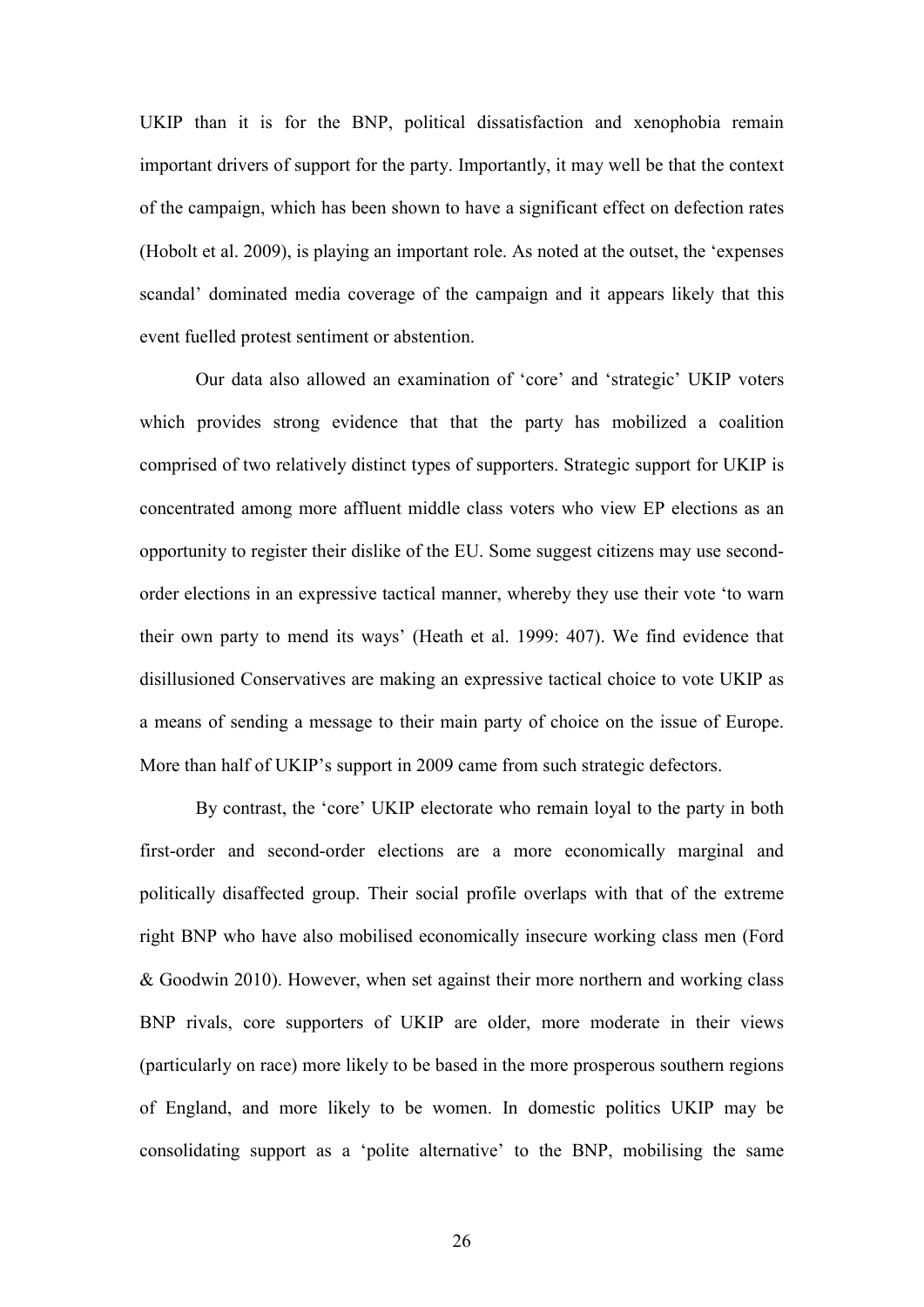UKIP than it is for the BNP, political dissatisfaction and xenophobia remain important drivers of support for the party. Importantly, it may well be that the context of the campaign, which has been shown to have a significant effect on defection rates (Hobolt et al. 2009), is playing an important role. As noted at the outset, the 'expenses scandal' dominated media coverage of the campaign and it appears likely that this event fuelled protest sentiment or abstention.

Our data also allowed an examination of 'core' and 'strategic' UKIP voters which provides strong evidence that that the party has mobilized a coalition comprised of two relatively distinct types of supporters. Strategic support for UKIP is concentrated among more affluent middle class voters who view EP elections as an opportunity to register their dislike of the EU. Some suggest citizens may use second-order elections in an expressive tactical manner, whereby they use their vote 'to warn their own party to mend its ways' (Heath et al. 1999: 407). We find evidence that disillusioned Conservatives are making an expressive tactical choice to vote UKIP as a means of sending a message to their main party of choice on the issue of Europe. More than half of UKIP's support in 2009 came from such strategic defectors.

By contrast, the 'core' UKIP electorate who remain loyal to the party in both first-order and second-order elections are a more economically marginal and politically disaffected group. Their social profile overlaps with that of the extreme right BNP who have also mobilised economically insecure working class men (Ford & Goodwin 2010). However, when set against their more northern and working class BNP rivals, core supporters of UKIP are older, more moderate in their views (particularly on race) more likely to be based in the more prosperous southern regions of England, and more likely to be women. In domestic politics UKIP may be consolidating support as a 'polite alternative' to the BNP, mobilising the same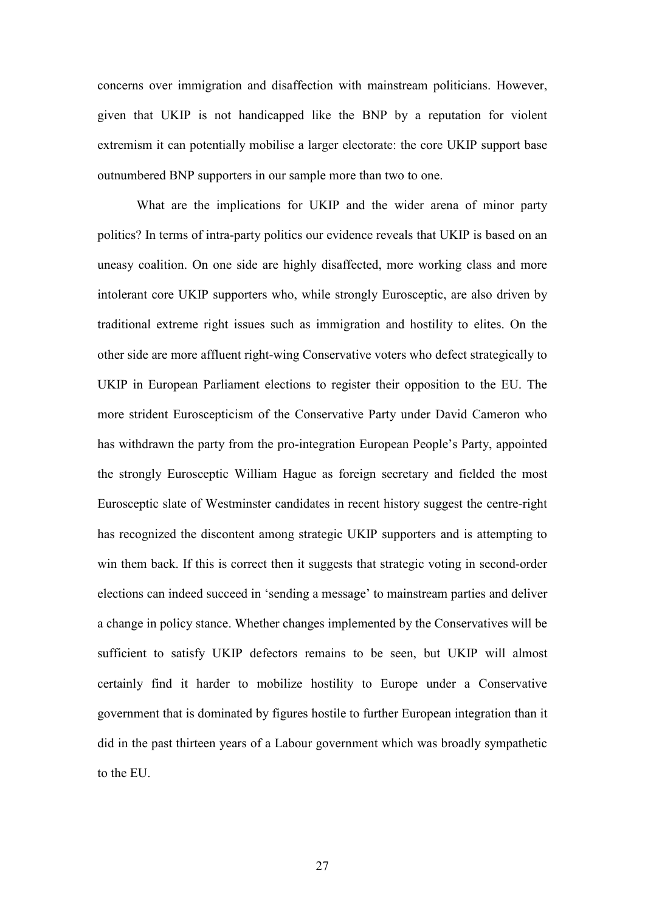concerns over immigration and disaffection with mainstream politicians. However, given that UKIP is not handicapped like the BNP by a reputation for violent extremism it can potentially mobilise a larger electorate: the core UKIP support base outnumbered BNP supporters in our sample more than two to one.

What are the implications for UKIP and the wider arena of minor party politics? In terms of intra-party politics our evidence reveals that UKIP is based on an uneasy coalition. On one side are highly disaffected, more working class and more intolerant core UKIP supporters who, while strongly Eurosceptic, are also driven by traditional extreme right issues such as immigration and hostility to elites. On the other side are more affluent right-wing Conservative voters who defect strategically to UKIP in European Parliament elections to register their opposition to the EU. The more strident Euroscepticism of the Conservative Party under David Cameron who has withdrawn the party from the pro-integration European People's Party, appointed the strongly Eurosceptic William Hague as foreign secretary and fielded the most Eurosceptic slate of Westminster candidates in recent history suggest the centre-right has recognized the discontent among strategic UKIP supporters and is attempting to win them back. If this is correct then it suggests that strategic voting in second-order elections can indeed succeed in 'sending a message' to mainstream parties and deliver a change in policy stance. Whether changes implemented by the Conservatives will be sufficient to satisfy UKIP defectors remains to be seen, but UKIP will almost certainly find it harder to mobilize hostility to Europe under a Conservative government that is dominated by figures hostile to further European integration than it did in the past thirteen years of a Labour government which was broadly sympathetic to the EU.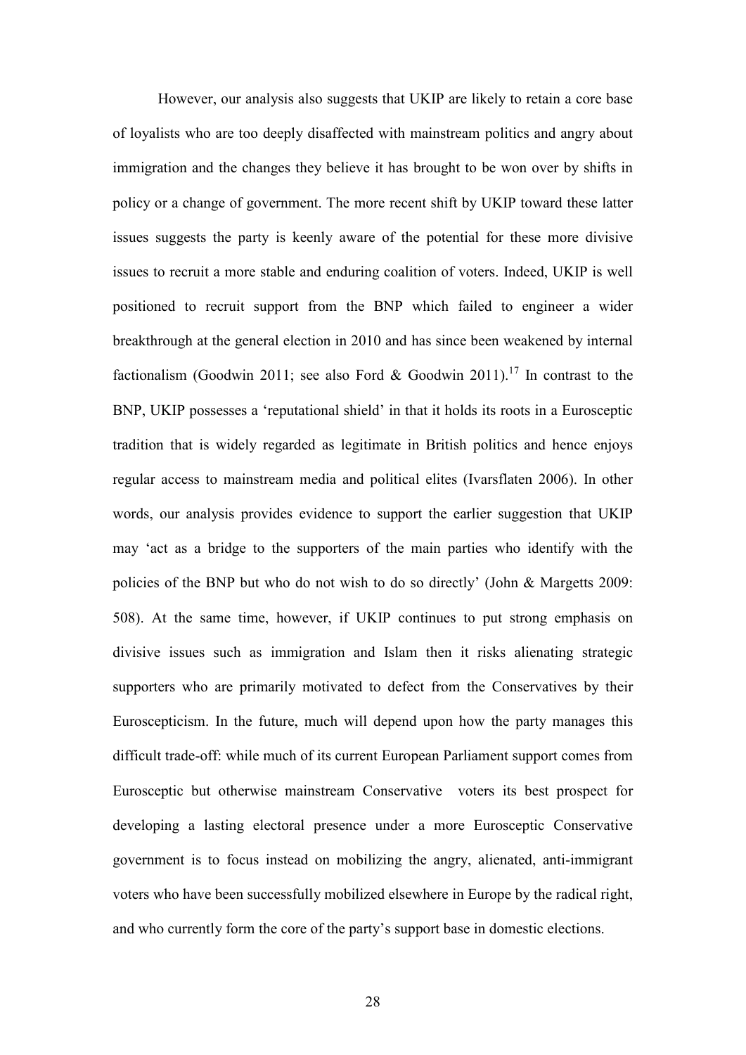However, our analysis also suggests that UKIP are likely to retain a core base of loyalists who are too deeply disaffected with mainstream politics and angry about immigration and the changes they believe it has brought to be won over by shifts in policy or a change of government. The more recent shift by UKIP toward these latter issues suggests the party is keenly aware of the potential for these more divisive issues to recruit a more stable and enduring coalition of voters. Indeed, UKIP is well positioned to recruit support from the BNP which failed to engineer a wider breakthrough at the general election in 2010 and has since been weakened by internal factionalism (Goodwin 2011; see also Ford & Goodwin 2011).[17] In contrast to the BNP, UKIP possesses a 'reputational shield' in that it holds its roots in a Eurosceptic tradition that is widely regarded as legitimate in British politics and hence enjoys regular access to mainstream media and political elites (Ivarsflaten 2006). In other words, our analysis provides evidence to support the earlier suggestion that UKIP may 'act as a bridge to the supporters of the main parties who identify with the policies of the BNP but who do not wish to do so directly' (John & Margetts 2009: 508). At the same time, however, if UKIP continues to put strong emphasis on divisive issues such as immigration and Islam then it risks alienating strategic supporters who are primarily motivated to defect from the Conservatives by their Euroscepticism. In the future, much will depend upon how the party manages this difficult trade-off: while much of its current European Parliament support comes from Eurosceptic but otherwise mainstream Conservative voters its best prospect for developing a lasting electoral presence under a more Eurosceptic Conservative government is to focus instead on mobilizing the angry, alienated, anti-immigrant voters who have been successfully mobilized elsewhere in Europe by the radical right, and who currently form the core of the party's support base in domestic elections.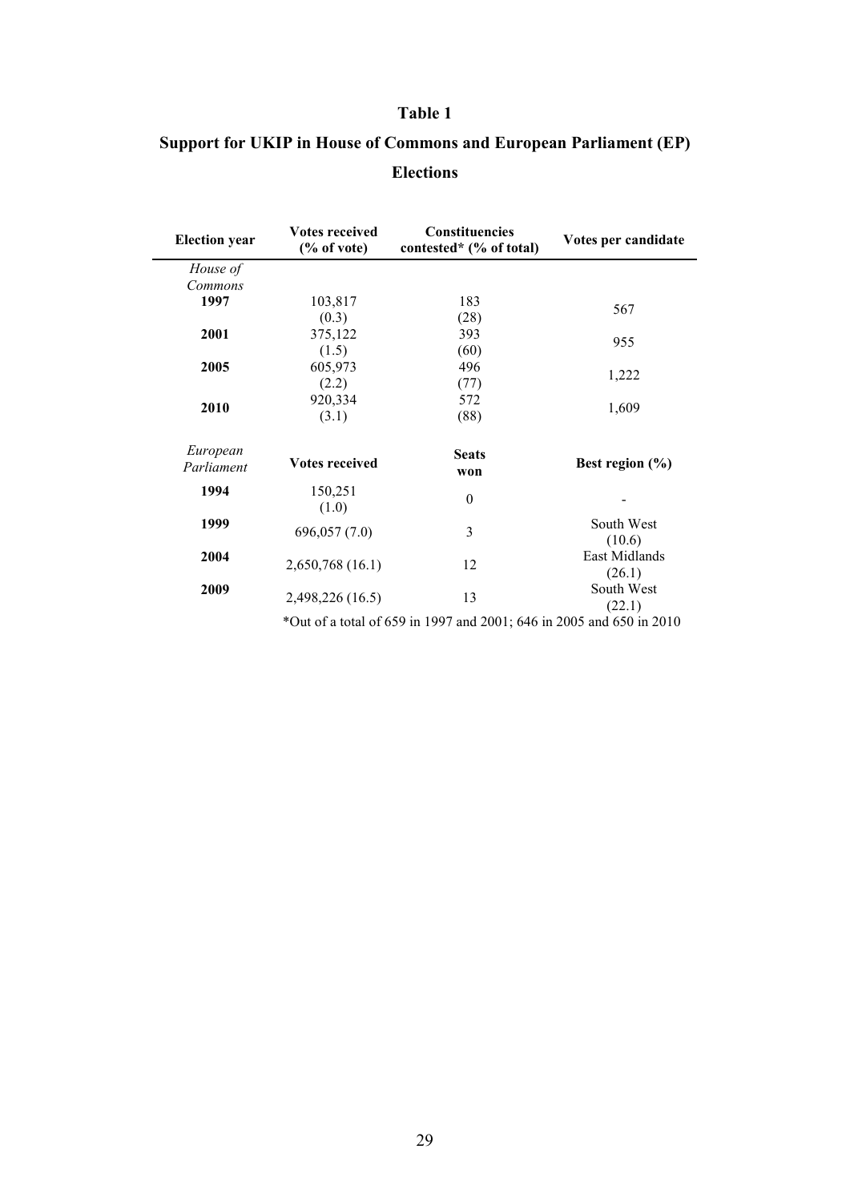**Table 1**

**Support for UKIP in House of Commons and European Parliament (EP) Elections**

| Election year | Votes received (% of vote) | Constituencies contested* (% of total) | Votes per candidate |
|---|---|---|---|
| *House of Commons* | | | |
| **1997** | 103,817 (0.3) | 183 (28) | 567 |
| **2001** | 375,122 (1.5) | 393 (60) | 955 |
| **2005** | 605,973 (2.2) | 496 (77) | 1,222 |
| **2010** | 920,334 (3.1) | 572 (88) | 1,609 |
| *European Parliament* | **Votes received** | **Seats won** | **Best region (%)** |
| **1994** | 150,251 (1.0) | 0 | - |
| **1999** | 696,057 (7.0) | 3 | South West (10.6) |
| **2004** | 2,650,768 (16.1) | 12 | East Midlands (26.1) |
| **2009** | 2,498,226 (16.5) | 13 | South West (22.1) |

*Out of a total of 659 in 1997 and 2001; 646 in 2005 and 650 in 2010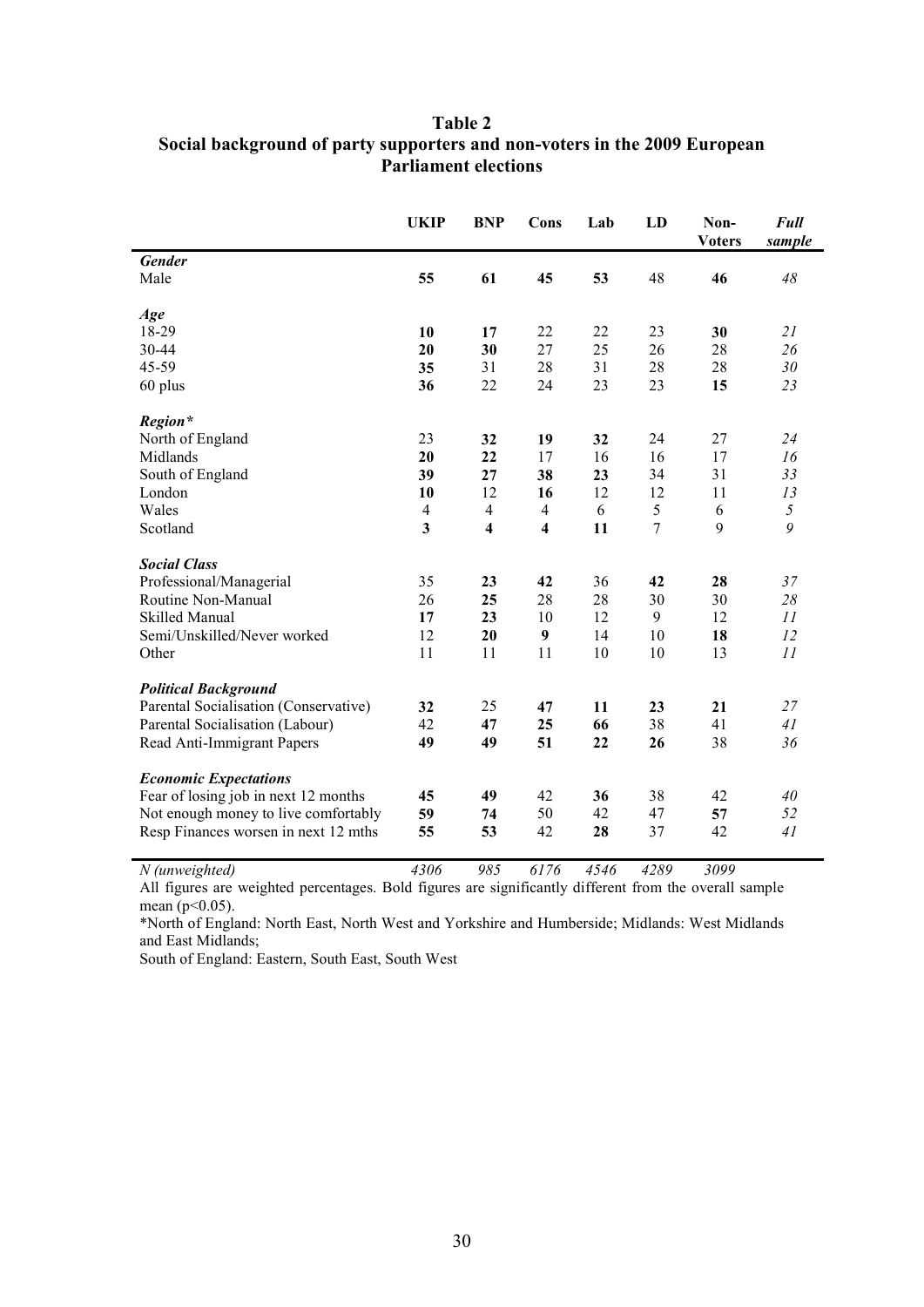**Table 2**
**Social background of party supporters and non-voters in the 2009 European Parliament elections**

| | UKIP | BNP | Cons | Lab | LD | Non-Voters | *Full sample* |
|---|---|---|---|---|---|---|---|
| ***Gender*** | | | | | | | |
| Male | **55** | **61** | **45** | **53** | 48 | **46** | *48* |
| ***Age*** | | | | | | | |
| 18-29 | **10** | **17** | 22 | 22 | 23 | **30** | *21* |
| 30-44 | **20** | **30** | 27 | 25 | 26 | 28 | *26* |
| 45-59 | **35** | 31 | 28 | 31 | 28 | 28 | *30* |
| 60 plus | **36** | 22 | 24 | 23 | 23 | **15** | *23* |
| ***Region**** | | | | | | | |
| North of England | 23 | **32** | **19** | **32** | 24 | 27 | *24* |
| Midlands | **20** | **22** | 17 | 16 | 16 | 17 | *16* |
| South of England | **39** | **27** | **38** | **23** | 34 | 31 | *33* |
| London | **10** | 12 | **16** | 12 | 12 | 11 | *13* |
| Wales | 4 | 4 | 4 | 6 | 5 | 6 | *5* |
| Scotland | **3** | **4** | **4** | **11** | 7 | 9 | *9* |
| ***Social Class*** | | | | | | | |
| Professional/Managerial | 35 | **23** | **42** | 36 | **42** | **28** | *37* |
| Routine Non-Manual | 26 | **25** | 28 | 28 | 30 | 30 | *28* |
| Skilled Manual | **17** | **23** | 10 | 12 | 9 | 12 | *11* |
| Semi/Unskilled/Never worked | 12 | **20** | **9** | 14 | 10 | **18** | *12* |
| Other | 11 | 11 | 11 | 10 | 10 | 13 | *11* |
| ***Political Background*** | | | | | | | |
| Parental Socialisation (Conservative) | **32** | 25 | **47** | **11** | **23** | **21** | *27* |
| Parental Socialisation (Labour) | 42 | **47** | **25** | **66** | 38 | 41 | *41* |
| Read Anti-Immigrant Papers | **49** | **49** | **51** | **22** | **26** | 38 | *36* |
| ***Economic Expectations*** | | | | | | | |
| Fear of losing job in next 12 months | **45** | **49** | 42 | **36** | 38 | 42 | *40* |
| Not enough money to live comfortably | **59** | **74** | 50 | 42 | 47 | **57** | *52* |
| Resp Finances worsen in next 12 mths | **55** | **53** | 42 | **28** | 37 | 42 | *41* |
| *N (unweighted)* | *4306* | *985* | *6176* | *4546* | *4289* | *3099* | |

All figures are weighted percentages. Bold figures are significantly different from the overall sample mean ($p<0.05$).

*North of England: North East, North West and Yorkshire and Humberside; Midlands: West Midlands and East Midlands;

South of England: Eastern, South East, South West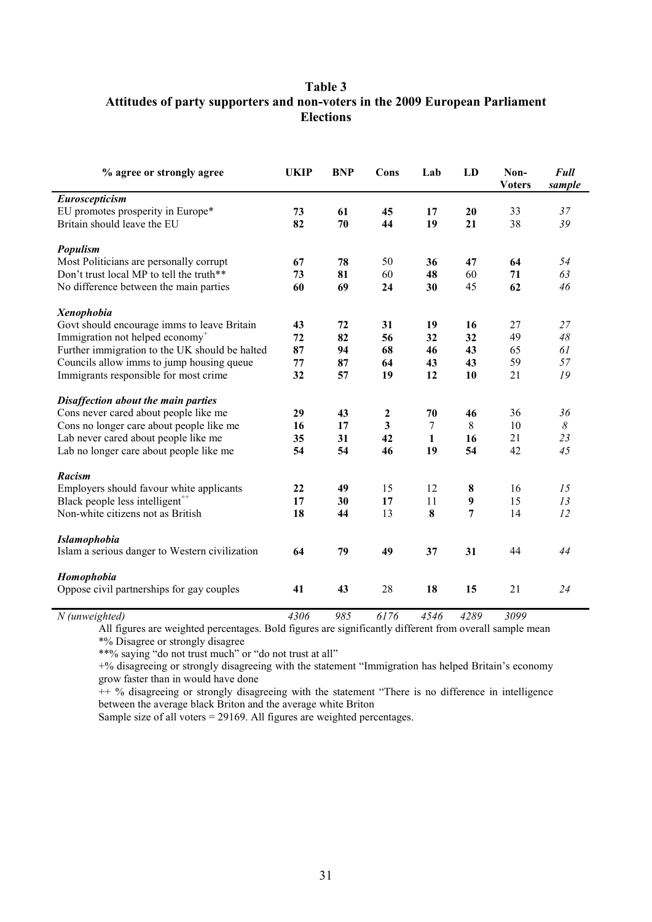**Table 3**
**Attitudes of party supporters and non-voters in the 2009 European Parliament Elections**

| % agree or strongly agree | UKIP | BNP | Cons | Lab | LD | Non-Voters | *Full sample* |
|---|---|---|---|---|---|---|---|
| ***Euroscepticism*** | | | | | | | |
| EU promotes prosperity in Europe* | **73** | **61** | **45** | **17** | **20** | 33 | *37* |
| Britain should leave the EU | **82** | **70** | **44** | **19** | **21** | 38 | *39* |
| ***Populism*** | | | | | | | |
| Most Politicians are personally corrupt | **67** | **78** | 50 | **36** | **47** | **64** | *54* |
| Don't trust local MP to tell the truth** | **73** | **81** | 60 | **48** | 60 | **71** | *63* |
| No difference between the main parties | **60** | **69** | **24** | **30** | 45 | **62** | *46* |
| ***Xenophobia*** | | | | | | | |
| Govt should encourage imms to leave Britain | **43** | **72** | **31** | **19** | **16** | 27 | *27* |
| Immigration not helped economy+ | **72** | **82** | **56** | **32** | **32** | 49 | *48* |
| Further immigration to the UK should be halted | **87** | **94** | **68** | **46** | **43** | 65 | *61* |
| Councils allow imms to jump housing queue | **77** | **87** | **64** | **43** | **43** | 59 | *57* |
| Immigrants responsible for most crime | **32** | **57** | **19** | **12** | **10** | 21 | *19* |
| ***Disaffection about the main parties*** | | | | | | | |
| Cons never cared about people like me | **29** | **43** | **2** | **70** | **46** | 36 | *36* |
| Cons no longer care about people like me | **16** | **17** | **3** | 7 | 8 | 10 | *8* |
| Lab never cared about people like me | **35** | **31** | **42** | **1** | **16** | 21 | *23* |
| Lab no longer care about people like me | **54** | **54** | **46** | **19** | **54** | 42 | *45* |
| ***Racism*** | | | | | | | |
| Employers should favour white applicants | **22** | **49** | 15 | 12 | **8** | 16 | *15* |
| Black people less intelligent++ | **17** | **30** | **17** | 11 | **9** | 15 | *13* |
| Non-white citizens not as British | **18** | **44** | 13 | **8** | **7** | 14 | *12* |
| ***Islamophobia*** | | | | | | | |
| Islam a serious danger to Western civilization | **64** | **79** | **49** | **37** | **31** | 44 | *44* |
| ***Homophobia*** | | | | | | | |
| Oppose civil partnerships for gay couples | **41** | **43** | 28 | **18** | **15** | 21 | *24* |
| *N (unweighted)* | *4306* | *985* | *6176* | *4546* | *4289* | *3099* | |

All figures are weighted percentages. Bold figures are significantly different from overall sample mean

*% Disagree or strongly disagree

**% saying "do not trust much" or "do not trust at all"

+% disagreeing or strongly disagreeing with the statement "Immigration has helped Britain's economy grow faster than in would have done

++ % disagreeing or strongly disagreeing with the statement "There is no difference in intelligence between the average black Briton and the average white Briton

Sample size of all voters = 29169. All figures are weighted percentages.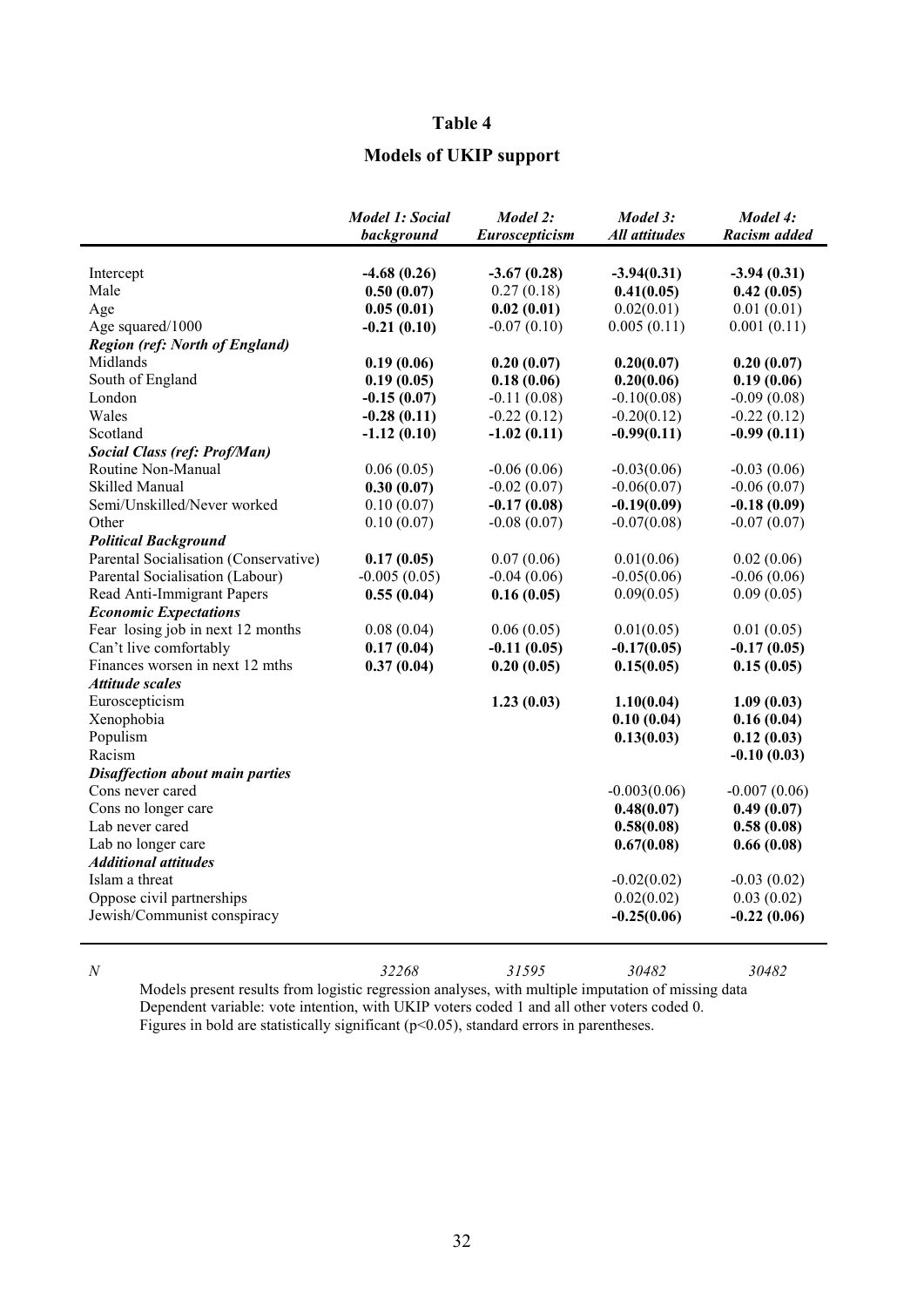# Table 4

## Models of UKIP support

| | *Model 1: Social background* | *Model 2: Euroscepticism* | *Model 3: All attitudes* | *Model 4: Racism added* |
|---|---|---|---|---|
| Intercept | **-4.68 (0.26)** | **-3.67 (0.28)** | **-3.94(0.31)** | **-3.94 (0.31)** |
| Male | **0.50 (0.07)** | 0.27 (0.18) | **0.41(0.05)** | **0.42 (0.05)** |
| Age | **0.05 (0.01)** | **0.02 (0.01)** | 0.02(0.01) | 0.01 (0.01) |
| Age squared/1000 | **-0.21 (0.10)** | -0.07 (0.10) | 0.005 (0.11) | 0.001 (0.11) |
| ***Region (ref: North of England)*** | | | | |
| Midlands | **0.19 (0.06)** | **0.20 (0.07)** | **0.20(0.07)** | **0.20 (0.07)** |
| South of England | **0.19 (0.05)** | **0.18 (0.06)** | **0.20(0.06)** | **0.19 (0.06)** |
| London | **-0.15 (0.07)** | -0.11 (0.08) | -0.10(0.08) | -0.09 (0.08) |
| Wales | **-0.28 (0.11)** | -0.22 (0.12) | -0.20(0.12) | -0.22 (0.12) |
| Scotland | **-1.12 (0.10)** | **-1.02 (0.11)** | **-0.99(0.11)** | **-0.99 (0.11)** |
| ***Social Class (ref: Prof/Man)*** | | | | |
| Routine Non-Manual | 0.06 (0.05) | -0.06 (0.06) | -0.03(0.06) | -0.03 (0.06) |
| Skilled Manual | **0.30 (0.07)** | -0.02 (0.07) | -0.06(0.07) | -0.06 (0.07) |
| Semi/Unskilled/Never worked | 0.10 (0.07) | **-0.17 (0.08)** | **-0.19(0.09)** | **-0.18 (0.09)** |
| Other | 0.10 (0.07) | -0.08 (0.07) | -0.07(0.08) | -0.07 (0.07) |
| ***Political Background*** | | | | |
| Parental Socialisation (Conservative) | **0.17 (0.05)** | 0.07 (0.06) | 0.01(0.06) | 0.02 (0.06) |
| Parental Socialisation (Labour) | -0.005 (0.05) | -0.04 (0.06) | -0.05(0.06) | -0.06 (0.06) |
| Read Anti-Immigrant Papers | **0.55 (0.04)** | **0.16 (0.05)** | 0.09(0.05) | 0.09 (0.05) |
| ***Economic Expectations*** | | | | |
| Fear losing job in next 12 months | 0.08 (0.04) | 0.06 (0.05) | 0.01(0.05) | 0.01 (0.05) |
| Can't live comfortably | **0.17 (0.04)** | **-0.11 (0.05)** | **-0.17(0.05)** | **-0.17 (0.05)** |
| Finances worsen in next 12 mths | **0.37 (0.04)** | **0.20 (0.05)** | **0.15(0.05)** | **0.15 (0.05)** |
| ***Attitude scales*** | | | | |
| Euroscepticism | | **1.23 (0.03)** | **1.10(0.04)** | **1.09 (0.03)** |
| Xenophobia | | | **0.10 (0.04)** | **0.16 (0.04)** |
| Populism | | | **0.13(0.03)** | **0.12 (0.03)** |
| Racism | | | | **-0.10 (0.03)** |
| ***Disaffection about main parties*** | | | | |
| Cons never cared | | | -0.003(0.06) | -0.007 (0.06) |
| Cons no longer care | | | **0.48(0.07)** | **0.49 (0.07)** |
| Lab never cared | | | **0.58(0.08)** | **0.58 (0.08)** |
| Lab no longer care | | | **0.67(0.08)** | **0.66 (0.08)** |
| ***Additional attitudes*** | | | | |
| Islam a threat | | | -0.02(0.02) | -0.03 (0.02) |
| Oppose civil partnerships | | | 0.02(0.02) | 0.03 (0.02) |
| Jewish/Communist conspiracy | | | **-0.25(0.06)** | **-0.22 (0.06)** |
| *N* | *32268* | *31595* | *30482* | *30482* |

Models present results from logistic regression analyses, with multiple imputation of missing data
Dependent variable: vote intention, with UKIP voters coded 1 and all other voters coded 0.
Figures in bold are statistically significant ($p<0.05$), standard errors in parentheses.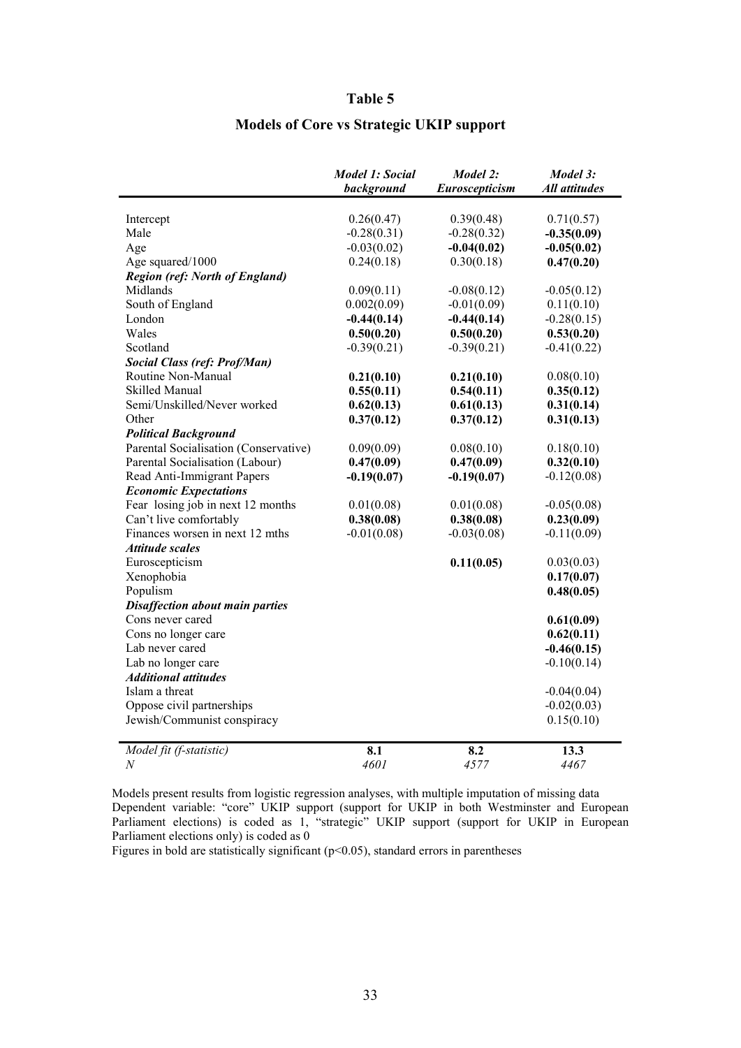# Table 5

## Models of Core vs Strategic UKIP support

| | *Model 1: Social background* | *Model 2: Euroscepticism* | *Model 3: All attitudes* |
|---|---|---|---|
| Intercept | 0.26(0.47) | 0.39(0.48) | 0.71(0.57) |
| Male | -0.28(0.31) | -0.28(0.32) | **-0.35(0.09)** |
| Age | -0.03(0.02) | **-0.04(0.02)** | **-0.05(0.02)** |
| Age squared/1000 | 0.24(0.18) | 0.30(0.18) | **0.47(0.20)** |
| ***Region (ref: North of England)*** | | | |
| Midlands | 0.09(0.11) | -0.08(0.12) | -0.05(0.12) |
| South of England | 0.002(0.09) | -0.01(0.09) | 0.11(0.10) |
| London | **-0.44(0.14)** | **-0.44(0.14)** | -0.28(0.15) |
| Wales | **0.50(0.20)** | **0.50(0.20)** | **0.53(0.20)** |
| Scotland | -0.39(0.21) | -0.39(0.21) | -0.41(0.22) |
| ***Social Class (ref: Prof/Man)*** | | | |
| Routine Non-Manual | **0.21(0.10)** | **0.21(0.10)** | 0.08(0.10) |
| Skilled Manual | **0.55(0.11)** | **0.54(0.11)** | **0.35(0.12)** |
| Semi/Unskilled/Never worked | **0.62(0.13)** | **0.61(0.13)** | **0.31(0.14)** |
| Other | **0.37(0.12)** | **0.37(0.12)** | **0.31(0.13)** |
| ***Political Background*** | | | |
| Parental Socialisation (Conservative) | 0.09(0.09) | 0.08(0.10) | 0.18(0.10) |
| Parental Socialisation (Labour) | **0.47(0.09)** | **0.47(0.09)** | **0.32(0.10)** |
| Read Anti-Immigrant Papers | **-0.19(0.07)** | **-0.19(0.07)** | -0.12(0.08) |
| ***Economic Expectations*** | | | |
| Fear losing job in next 12 months | 0.01(0.08) | 0.01(0.08) | -0.05(0.08) |
| Can't live comfortably | **0.38(0.08)** | **0.38(0.08)** | **0.23(0.09)** |
| Finances worsen in next 12 mths | -0.01(0.08) | -0.03(0.08) | -0.11(0.09) |
| ***Attitude scales*** | | | |
| Euroscepticism | | **0.11(0.05)** | 0.03(0.03) |
| Xenophobia | | | **0.17(0.07)** |
| Populism | | | **0.48(0.05)** |
| ***Disaffection about main parties*** | | | |
| Cons never cared | | | **0.61(0.09)** |
| Cons no longer care | | | **0.62(0.11)** |
| Lab never cared | | | **-0.46(0.15)** |
| Lab no longer care | | | -0.10(0.14) |
| ***Additional attitudes*** | | | |
| Islam a threat | | | -0.04(0.04) |
| Oppose civil partnerships | | | -0.02(0.03) |
| Jewish/Communist conspiracy | | | 0.15(0.10) |
| *Model fit (f-statistic)* | **8.1** | **8.2** | **13.3** |
| *N* | *4601* | *4577* | *4467* |

Models present results from logistic regression analyses, with multiple imputation of missing data
Dependent variable: "core" UKIP support (support for UKIP in both Westminster and European Parliament elections) is coded as 1, "strategic" UKIP support (support for UKIP in European Parliament elections only) is coded as 0
Figures in bold are statistically significant ($p<0.05$), standard errors in parentheses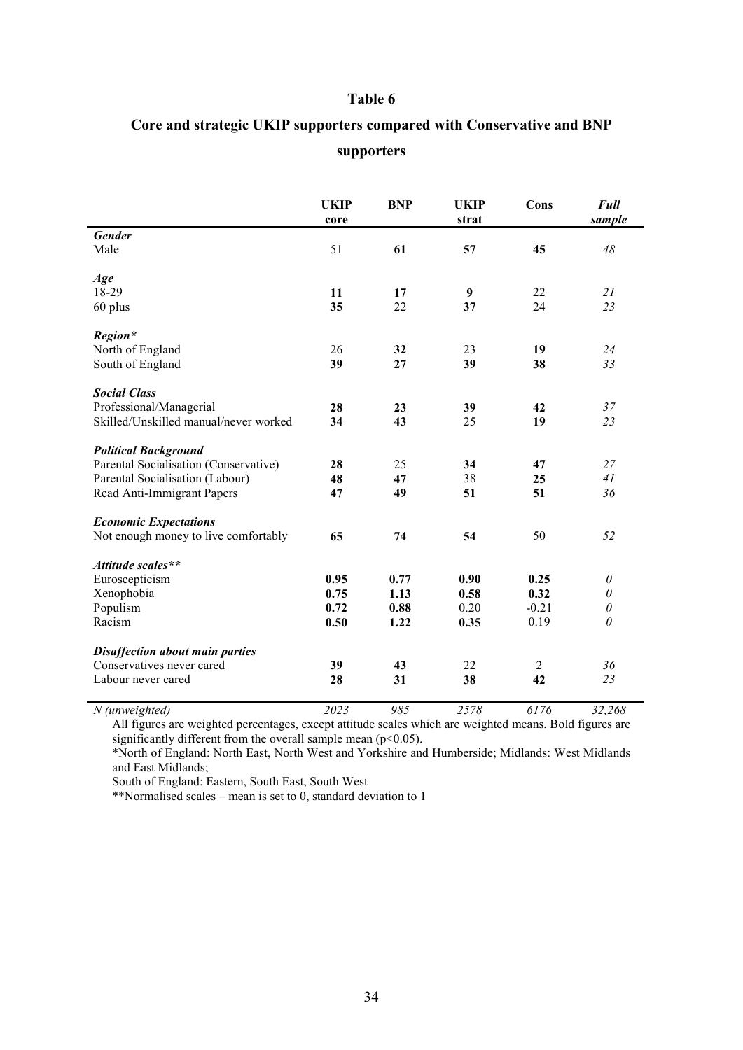# Table 6

## Core and strategic UKIP supporters compared with Conservative and BNP supporters

| | UKIP core | BNP | UKIP strat | Cons | *Full sample* |
|---|---|---|---|---|---|
| ***Gender*** | | | | | |
| Male | 51 | **61** | **57** | **45** | *48* |
| ***Age*** | | | | | |
| 18-29 | **11** | **17** | **9** | 22 | *21* |
| 60 plus | **35** | 22 | **37** | 24 | *23* |
| ***Region**** | | | | | |
| North of England | 26 | **32** | 23 | **19** | *24* |
| South of England | **39** | **27** | **39** | **38** | *33* |
| ***Social Class*** | | | | | |
| Professional/Managerial | **28** | **23** | **39** | **42** | *37* |
| Skilled/Unskilled manual/never worked | **34** | **43** | 25 | **19** | *23* |
| ***Political Background*** | | | | | |
| Parental Socialisation (Conservative) | **28** | 25 | **34** | **47** | *27* |
| Parental Socialisation (Labour) | **48** | **47** | 38 | **25** | *41* |
| Read Anti-Immigrant Papers | **47** | **49** | **51** | **51** | *36* |
| ***Economic Expectations*** | | | | | |
| Not enough money to live comfortably | **65** | **74** | **54** | 50 | *52* |
| ***Attitude scales**** | | | | | |
| Euroscepticism | **0.95** | **0.77** | **0.90** | **0.25** | *0* |
| Xenophobia | **0.75** | **1.13** | **0.58** | **0.32** | *0* |
| Populism | **0.72** | **0.88** | 0.20 | -0.21 | *0* |
| Racism | **0.50** | **1.22** | **0.35** | 0.19 | *0* |
| ***Disaffection about main parties*** | | | | | |
| Conservatives never cared | **39** | **43** | 22 | 2 | *36* |
| Labour never cared | **28** | **31** | **38** | **42** | *23* |
| *N (unweighted)* | *2023* | *985* | *2578* | *6176* | *32,268* |

All figures are weighted percentages, except attitude scales which are weighted means. Bold figures are significantly different from the overall sample mean ($p<0.05$).

*North of England: North East, North West and Yorkshire and Humberside; Midlands: West Midlands and East Midlands;

South of England: Eastern, South East, South West

**Normalised scales – mean is set to 0, standard deviation to 1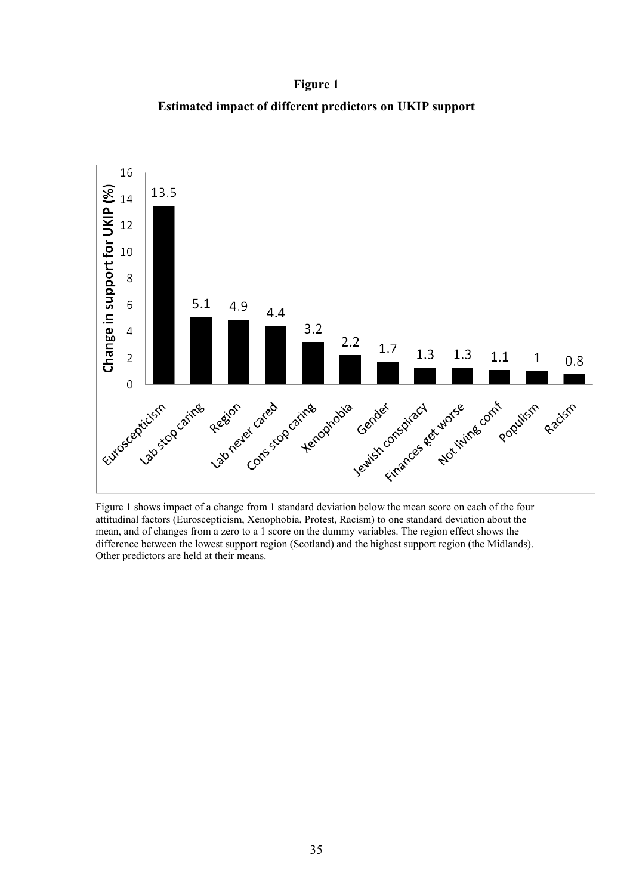**Figure 1**

**Estimated impact of different predictors on UKIP support**

| Predictor | Change in support for UKIP (%) |
|---|---|
| Euroscepticism | 13.5 |
| Lab stop caring | 5.1 |
| Region | 4.9 |
| Lab never cared | 4.4 |
| Cons stop caring | 3.2 |
| Xenophobia | 2.2 |
| Gender | 1.7 |
| Jewish conspiracy | 1.3 |
| Finances get worse | 1.3 |
| Not living comf | 1.1 |
| Populism | 1 |
| Racism | 0.8 |

Figure 1 shows impact of a change from 1 standard deviation below the mean score on each of the four attitudinal factors (Euroscepticism, Xenophobia, Protest, Racism) to one standard deviation about the mean, and of changes from a zero to a 1 score on the dummy variables. The region effect shows the difference between the lowest support region (Scotland) and the highest support region (the Midlands). Other predictors are held at their means.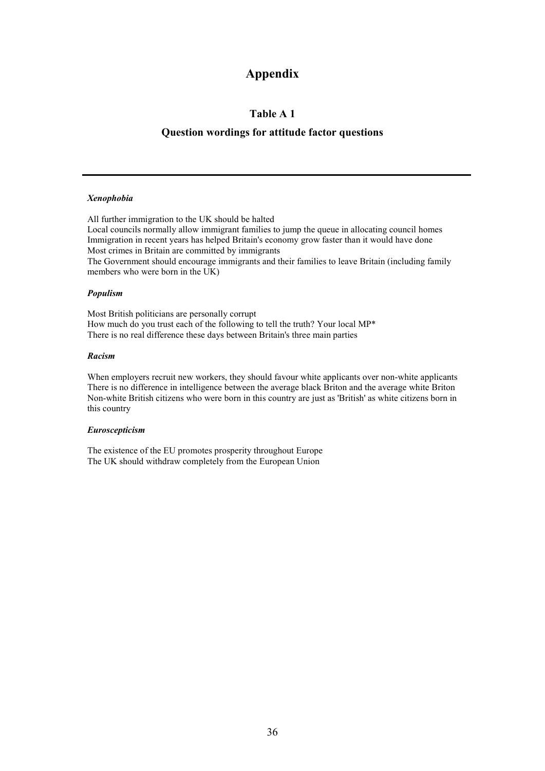# Appendix

## Table A 1

## Question wordings for attitude factor questions

---

***Xenophobia***

All further immigration to the UK should be halted
Local councils normally allow immigrant families to jump the queue in allocating council homes
Immigration in recent years has helped Britain's economy grow faster than it would have done
Most crimes in Britain are committed by immigrants
The Government should encourage immigrants and their families to leave Britain (including family members who were born in the UK)

***Populism***

Most British politicians are personally corrupt
How much do you trust each of the following to tell the truth? Your local MP*
There is no real difference these days between Britain's three main parties

***Racism***

When employers recruit new workers, they should favour white applicants over non-white applicants
There is no difference in intelligence between the average black Briton and the average white Briton
Non-white British citizens who were born in this country are just as 'British' as white citizens born in this country

***Euroscepticism***

The existence of the EU promotes prosperity throughout Europe
The UK should withdraw completely from the European Union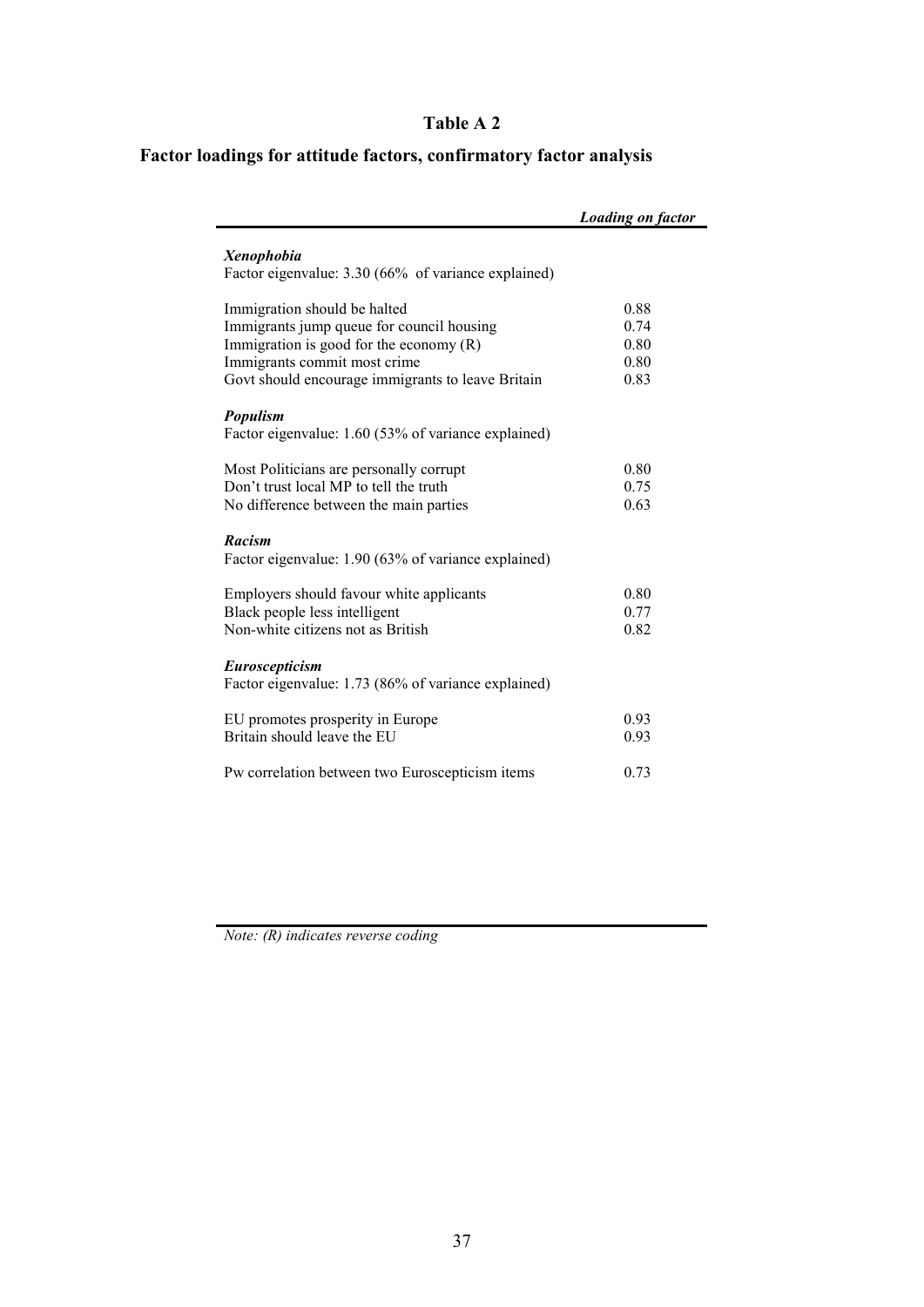## Table A 2

## Factor loadings for attitude factors, confirmatory factor analysis

| | *Loading on factor* |
|---|---|
| ***Xenophobia*** | |
| Factor eigenvalue: 3.30 (66% of variance explained) | |
| Immigration should be halted | 0.88 |
| Immigrants jump queue for council housing | 0.74 |
| Immigration is good for the economy (R) | 0.80 |
| Immigrants commit most crime | 0.80 |
| Govt should encourage immigrants to leave Britain | 0.83 |
| ***Populism*** | |
| Factor eigenvalue: 1.60 (53% of variance explained) | |
| Most Politicians are personally corrupt | 0.80 |
| Don't trust local MP to tell the truth | 0.75 |
| No difference between the main parties | 0.63 |
| ***Racism*** | |
| Factor eigenvalue: 1.90 (63% of variance explained) | |
| Employers should favour white applicants | 0.80 |
| Black people less intelligent | 0.77 |
| Non-white citizens not as British | 0.82 |
| ***Euroscepticism*** | |
| Factor eigenvalue: 1.73 (86% of variance explained) | |
| EU promotes prosperity in Europe | 0.93 |
| Britain should leave the EU | 0.93 |
| Pw correlation between two Euroscepticism items | 0.73 |

*Note: (R) indicates reverse coding*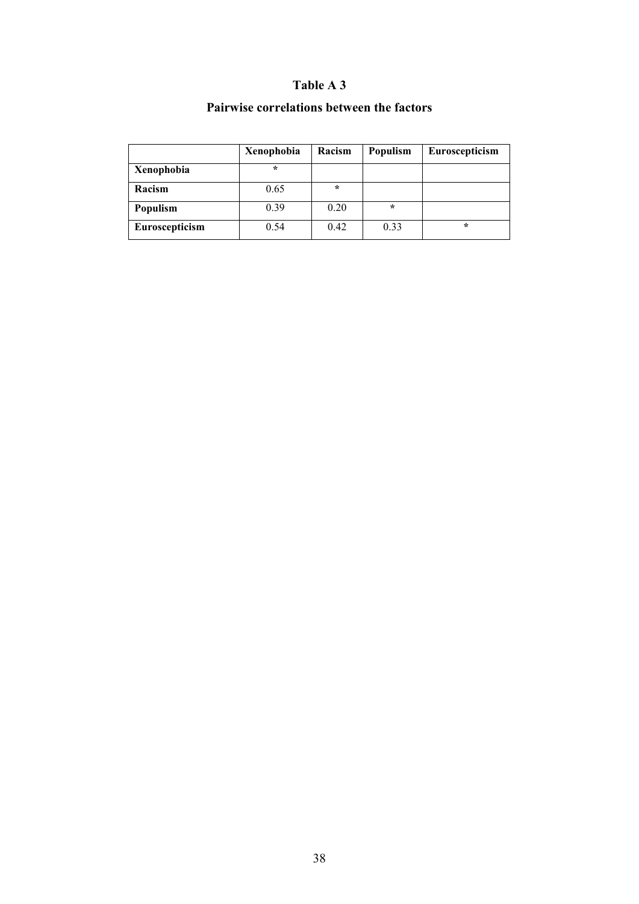# Table A 3

## Pairwise correlations between the factors

| | Xenophobia | Racism | Populism | Euroscepticism |
|---|---|---|---|---|
| **Xenophobia** | * | | | |
| **Racism** | 0.65 | * | | |
| **Populism** | 0.39 | 0.20 | * | |
| **Euroscepticism** | 0.54 | 0.42 | 0.33 | * |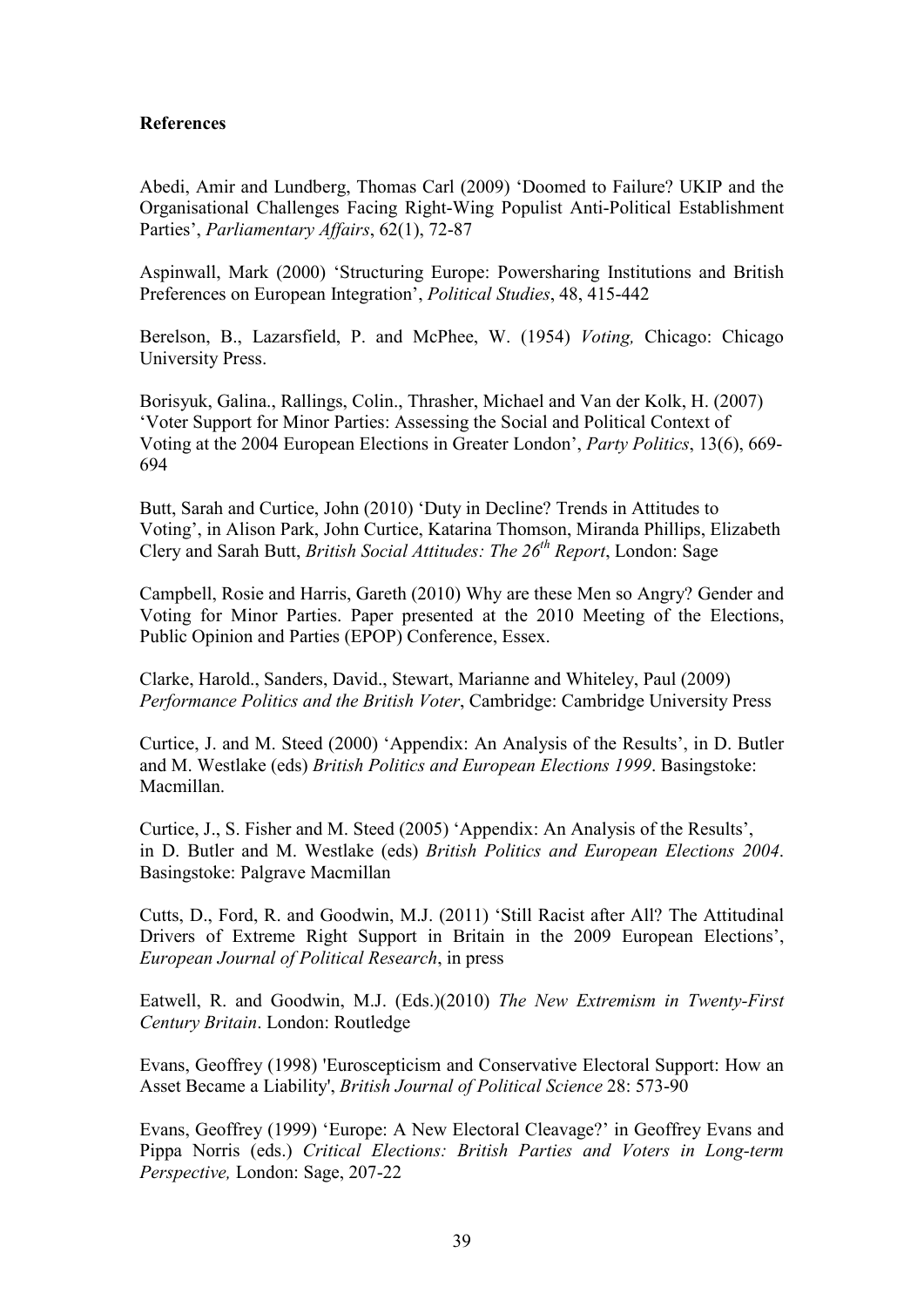**References**

Abedi, Amir and Lundberg, Thomas Carl (2009) 'Doomed to Failure? UKIP and the Organisational Challenges Facing Right-Wing Populist Anti-Political Establishment Parties', *Parliamentary Affairs*, 62(1), 72-87

Aspinwall, Mark (2000) 'Structuring Europe: Powersharing Institutions and British Preferences on European Integration', *Political Studies*, 48, 415-442

Berelson, B., Lazarsfield, P. and McPhee, W. (1954) *Voting,* Chicago: Chicago University Press.

Borisyuk, Galina., Rallings, Colin., Thrasher, Michael and Van der Kolk, H. (2007) 'Voter Support for Minor Parties: Assessing the Social and Political Context of Voting at the 2004 European Elections in Greater London', *Party Politics*, 13(6), 669-694

Butt, Sarah and Curtice, John (2010) 'Duty in Decline? Trends in Attitudes to Voting', in Alison Park, John Curtice, Katarina Thomson, Miranda Phillips, Elizabeth Clery and Sarah Butt, *British Social Attitudes: The 26th Report*, London: Sage

Campbell, Rosie and Harris, Gareth (2010) Why are these Men so Angry? Gender and Voting for Minor Parties. Paper presented at the 2010 Meeting of the Elections, Public Opinion and Parties (EPOP) Conference, Essex.

Clarke, Harold., Sanders, David., Stewart, Marianne and Whiteley, Paul (2009) *Performance Politics and the British Voter*, Cambridge: Cambridge University Press

Curtice, J. and M. Steed (2000) 'Appendix: An Analysis of the Results', in D. Butler and M. Westlake (eds) *British Politics and European Elections 1999*. Basingstoke: Macmillan.

Curtice, J., S. Fisher and M. Steed (2005) 'Appendix: An Analysis of the Results', in D. Butler and M. Westlake (eds) *British Politics and European Elections 2004*. Basingstoke: Palgrave Macmillan

Cutts, D., Ford, R. and Goodwin, M.J. (2011) 'Still Racist after All? The Attitudinal Drivers of Extreme Right Support in Britain in the 2009 European Elections', *European Journal of Political Research*, in press

Eatwell, R. and Goodwin, M.J. (Eds.)(2010) *The New Extremism in Twenty-First Century Britain*. London: Routledge

Evans, Geoffrey (1998) 'Euroscepticism and Conservative Electoral Support: How an Asset Became a Liability', *British Journal of Political Science* 28: 573-90

Evans, Geoffrey (1999) 'Europe: A New Electoral Cleavage?' in Geoffrey Evans and Pippa Norris (eds.) *Critical Elections: British Parties and Voters in Long-term Perspective,* London: Sage, 207-22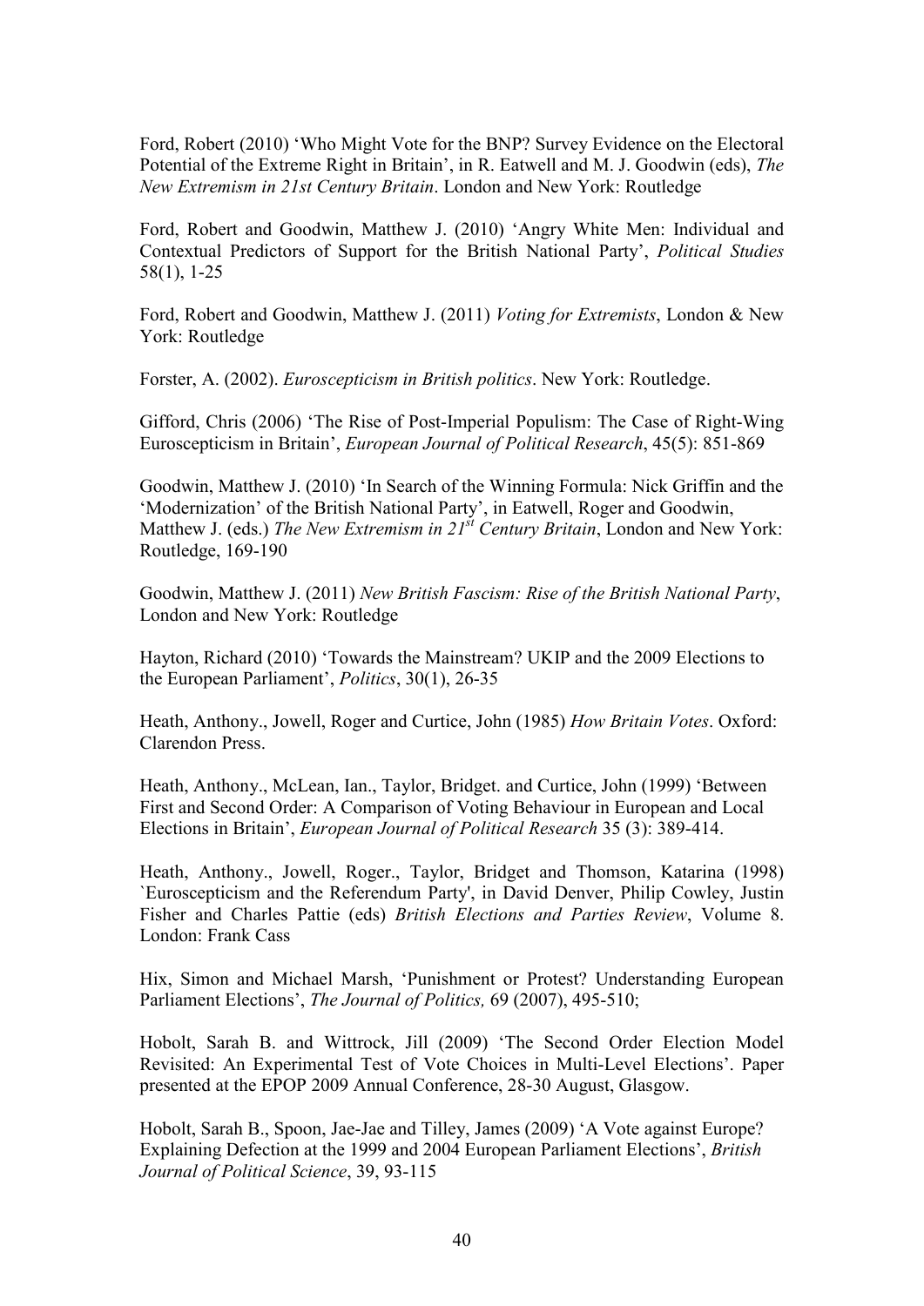Ford, Robert (2010) 'Who Might Vote for the BNP? Survey Evidence on the Electoral Potential of the Extreme Right in Britain', in R. Eatwell and M. J. Goodwin (eds), *The New Extremism in 21st Century Britain*. London and New York: Routledge

Ford, Robert and Goodwin, Matthew J. (2010) 'Angry White Men: Individual and Contextual Predictors of Support for the British National Party', *Political Studies* 58(1), 1-25

Ford, Robert and Goodwin, Matthew J. (2011) *Voting for Extremists*, London & New York: Routledge

Forster, A. (2002). *Euroscepticism in British politics*. New York: Routledge.

Gifford, Chris (2006) 'The Rise of Post-Imperial Populism: The Case of Right-Wing Euroscepticism in Britain', *European Journal of Political Research*, 45(5): 851-869

Goodwin, Matthew J. (2010) 'In Search of the Winning Formula: Nick Griffin and the 'Modernization' of the British National Party', in Eatwell, Roger and Goodwin, Matthew J. (eds.) *The New Extremism in 21st Century Britain*, London and New York: Routledge, 169-190

Goodwin, Matthew J. (2011) *New British Fascism: Rise of the British National Party*, London and New York: Routledge

Hayton, Richard (2010) 'Towards the Mainstream? UKIP and the 2009 Elections to the European Parliament', *Politics*, 30(1), 26-35

Heath, Anthony., Jowell, Roger and Curtice, John (1985) *How Britain Votes*. Oxford: Clarendon Press.

Heath, Anthony., McLean, Ian., Taylor, Bridget. and Curtice, John (1999) 'Between First and Second Order: A Comparison of Voting Behaviour in European and Local Elections in Britain', *European Journal of Political Research* 35 (3): 389-414.

Heath, Anthony., Jowell, Roger., Taylor, Bridget and Thomson, Katarina (1998) `Euroscepticism and the Referendum Party', in David Denver, Philip Cowley, Justin Fisher and Charles Pattie (eds) *British Elections and Parties Review*, Volume 8. London: Frank Cass

Hix, Simon and Michael Marsh, 'Punishment or Protest? Understanding European Parliament Elections', *The Journal of Politics,* 69 (2007), 495-510;

Hobolt, Sarah B. and Wittrock, Jill (2009) 'The Second Order Election Model Revisited: An Experimental Test of Vote Choices in Multi-Level Elections'. Paper presented at the EPOP 2009 Annual Conference, 28-30 August, Glasgow.

Hobolt, Sarah B., Spoon, Jae-Jae and Tilley, James (2009) 'A Vote against Europe? Explaining Defection at the 1999 and 2004 European Parliament Elections', *British Journal of Political Science*, 39, 93-115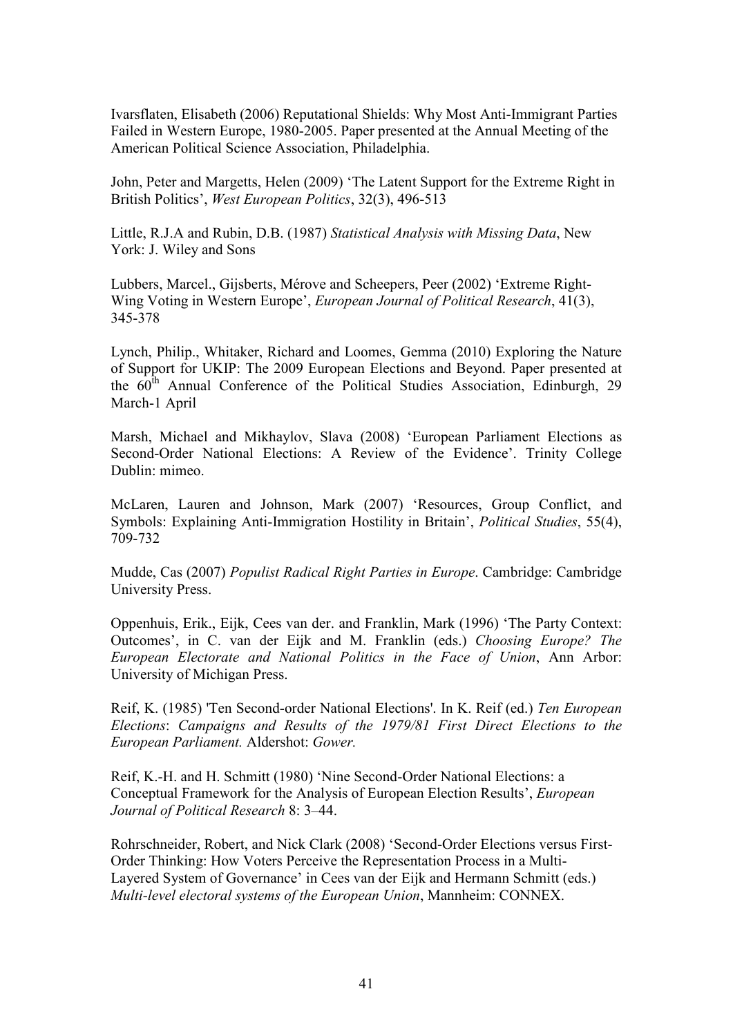Ivarsflaten, Elisabeth (2006) Reputational Shields: Why Most Anti-Immigrant Parties Failed in Western Europe, 1980-2005. Paper presented at the Annual Meeting of the American Political Science Association, Philadelphia.

John, Peter and Margetts, Helen (2009) 'The Latent Support for the Extreme Right in British Politics', *West European Politics*, 32(3), 496-513

Little, R.J.A and Rubin, D.B. (1987) *Statistical Analysis with Missing Data*, New York: J. Wiley and Sons

Lubbers, Marcel., Gijsberts, Mérove and Scheepers, Peer (2002) 'Extreme Right-Wing Voting in Western Europe', *European Journal of Political Research*, 41(3), 345-378

Lynch, Philip., Whitaker, Richard and Loomes, Gemma (2010) Exploring the Nature of Support for UKIP: The 2009 European Elections and Beyond. Paper presented at the 60th Annual Conference of the Political Studies Association, Edinburgh, 29 March-1 April

Marsh, Michael and Mikhaylov, Slava (2008) 'European Parliament Elections as Second-Order National Elections: A Review of the Evidence'. Trinity College Dublin: mimeo.

McLaren, Lauren and Johnson, Mark (2007) 'Resources, Group Conflict, and Symbols: Explaining Anti-Immigration Hostility in Britain', *Political Studies*, 55(4), 709-732

Mudde, Cas (2007) *Populist Radical Right Parties in Europe*. Cambridge: Cambridge University Press.

Oppenhuis, Erik., Eijk, Cees van der. and Franklin, Mark (1996) 'The Party Context: Outcomes', in C. van der Eijk and M. Franklin (eds.) *Choosing Europe? The European Electorate and National Politics in the Face of Union*, Ann Arbor: University of Michigan Press.

Reif, K. (1985) 'Ten Second-order National Elections'. In K. Reif (ed.) *Ten European Elections*: *Campaigns and Results of the 1979/81 First Direct Elections to the European Parliament.* Aldershot: *Gower.*

Reif, K.-H. and H. Schmitt (1980) 'Nine Second-Order National Elections: a Conceptual Framework for the Analysis of European Election Results', *European Journal of Political Research* 8: 3–44.

Rohrschneider, Robert, and Nick Clark (2008) 'Second-Order Elections versus First-Order Thinking: How Voters Perceive the Representation Process in a Multi-Layered System of Governance' in Cees van der Eijk and Hermann Schmitt (eds.) *Multi-level electoral systems of the European Union*, Mannheim: CONNEX.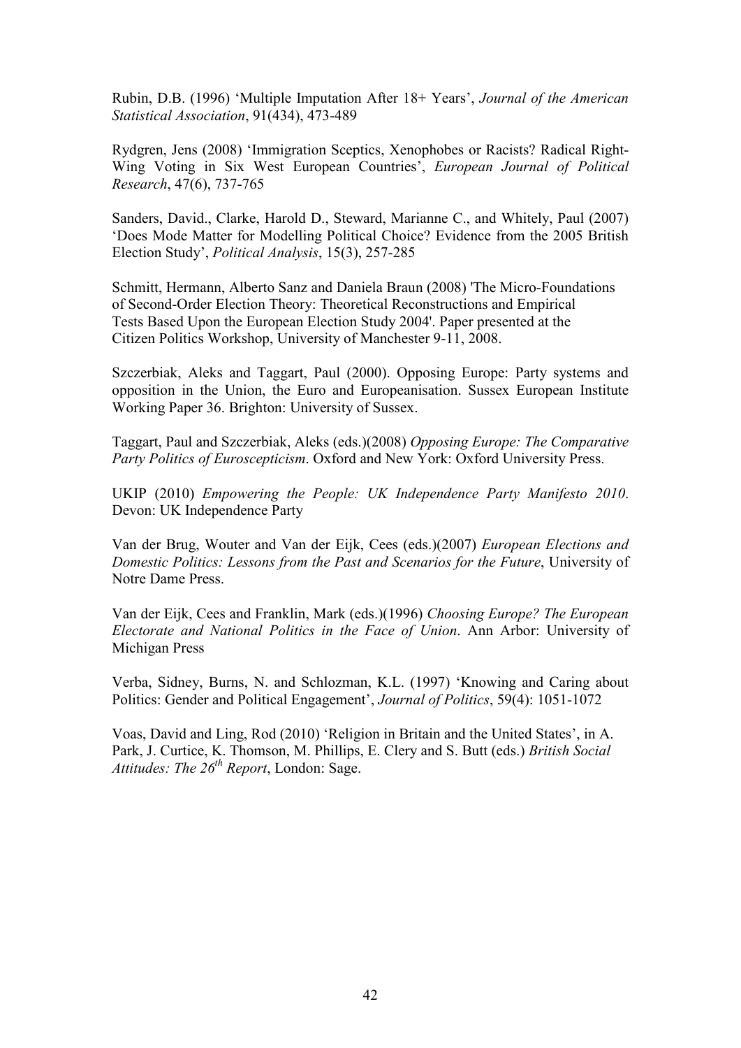Rubin, D.B. (1996) 'Multiple Imputation After 18+ Years', *Journal of the American Statistical Association*, 91(434), 473-489

Rydgren, Jens (2008) 'Immigration Sceptics, Xenophobes or Racists? Radical Right-Wing Voting in Six West European Countries', *European Journal of Political Research*, 47(6), 737-765

Sanders, David., Clarke, Harold D., Steward, Marianne C., and Whitely, Paul (2007) 'Does Mode Matter for Modelling Political Choice? Evidence from the 2005 British Election Study', *Political Analysis*, 15(3), 257-285

Schmitt, Hermann, Alberto Sanz and Daniela Braun (2008) 'The Micro-Foundations of Second-Order Election Theory: Theoretical Reconstructions and Empirical Tests Based Upon the European Election Study 2004'. Paper presented at the Citizen Politics Workshop, University of Manchester 9-11, 2008.

Szczerbiak, Aleks and Taggart, Paul (2000). Opposing Europe: Party systems and opposition in the Union, the Euro and Europeanisation. Sussex European Institute Working Paper 36. Brighton: University of Sussex.

Taggart, Paul and Szczerbiak, Aleks (eds.)(2008) *Opposing Europe: The Comparative Party Politics of Euroscepticism*. Oxford and New York: Oxford University Press.

UKIP (2010) *Empowering the People: UK Independence Party Manifesto 2010*. Devon: UK Independence Party

Van der Brug, Wouter and Van der Eijk, Cees (eds.)(2007) *European Elections and Domestic Politics: Lessons from the Past and Scenarios for the Future*, University of Notre Dame Press.

Van der Eijk, Cees and Franklin, Mark (eds.)(1996) *Choosing Europe? The European Electorate and National Politics in the Face of Union*. Ann Arbor: University of Michigan Press

Verba, Sidney, Burns, N. and Schlozman, K.L. (1997) 'Knowing and Caring about Politics: Gender and Political Engagement', *Journal of Politics*, 59(4): 1051-1072

Voas, David and Ling, Rod (2010) 'Religion in Britain and the United States', in A. Park, J. Curtice, K. Thomson, M. Phillips, E. Clery and S. Butt (eds.) *British Social Attitudes: The 26th Report*, London: Sage.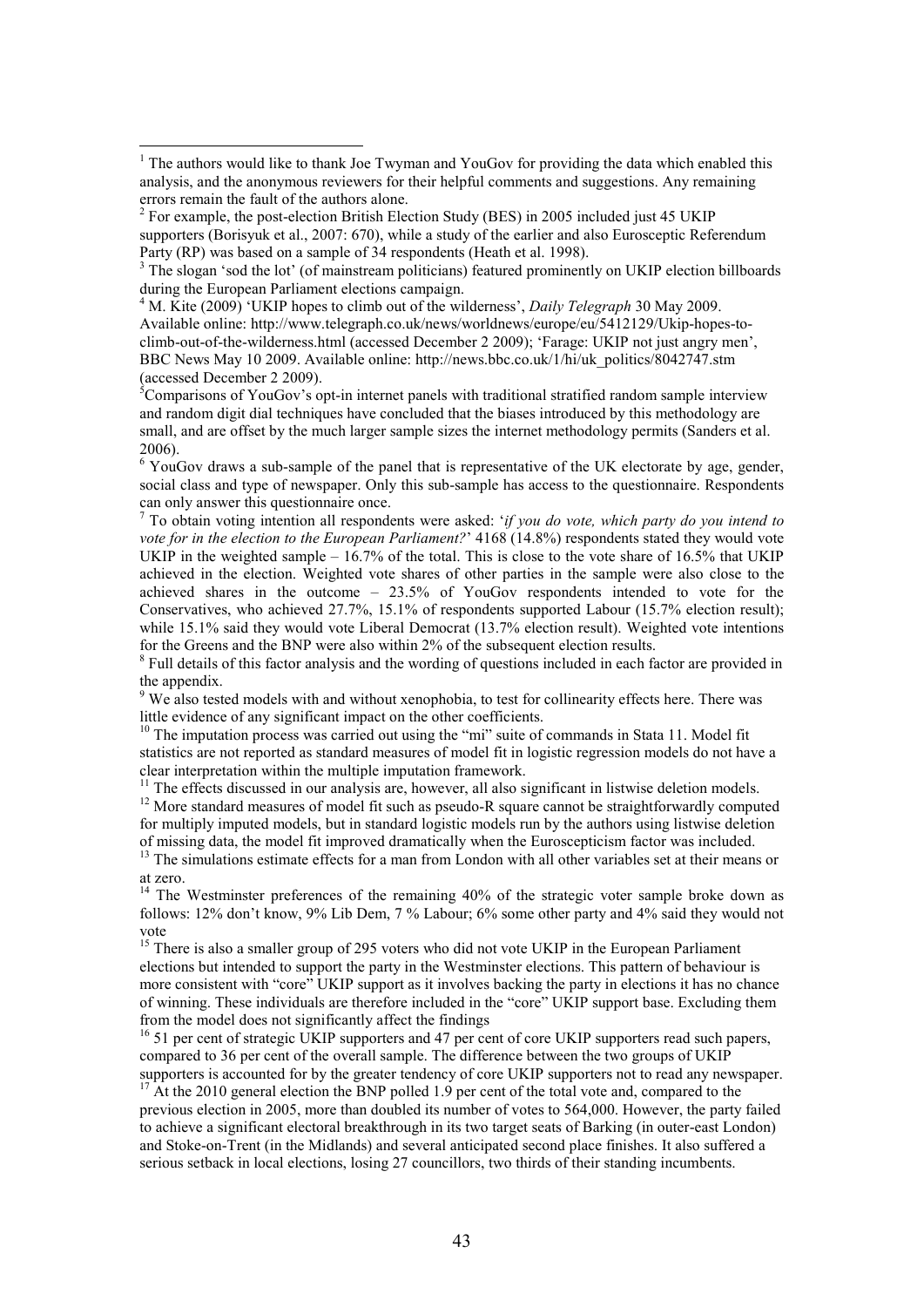[1] The authors would like to thank Joe Twyman and YouGov for providing the data which enabled this analysis, and the anonymous reviewers for their helpful comments and suggestions. Any remaining errors remain the fault of the authors alone.

[2] For example, the post-election British Election Study (BES) in 2005 included just 45 UKIP supporters (Borisyuk et al., 2007: 670), while a study of the earlier and also Eurosceptic Referendum Party (RP) was based on a sample of 34 respondents (Heath et al. 1998).

[3] The slogan 'sod the lot' (of mainstream politicians) featured prominently on UKIP election billboards during the European Parliament elections campaign.

[4] M. Kite (2009) 'UKIP hopes to climb out of the wilderness', *Daily Telegraph* 30 May 2009. Available online: http://www.telegraph.co.uk/news/worldnews/europe/eu/5412129/Ukip-hopes-to-climb-out-of-the-wilderness.html (accessed December 2 2009); 'Farage: UKIP not just angry men', BBC News May 10 2009. Available online: http://news.bbc.co.uk/1/hi/uk_politics/8042747.stm (accessed December 2 2009).

[5] Comparisons of YouGov's opt-in internet panels with traditional stratified random sample interview and random digit dial techniques have concluded that the biases introduced by this methodology are small, and are offset by the much larger sample sizes the internet methodology permits (Sanders et al. 2006).

[6] YouGov draws a sub-sample of the panel that is representative of the UK electorate by age, gender, social class and type of newspaper. Only this sub-sample has access to the questionnaire. Respondents can only answer this questionnaire once.

[7] To obtain voting intention all respondents were asked: '*if you do vote, which party do you intend to vote for in the election to the European Parliament?*' 4168 (14.8%) respondents stated they would vote UKIP in the weighted sample – 16.7% of the total. This is close to the vote share of 16.5% that UKIP achieved in the election. Weighted vote shares of other parties in the sample were also close to the achieved shares in the outcome – 23.5% of YouGov respondents intended to vote for the Conservatives, who achieved 27.7%, 15.1% of respondents supported Labour (15.7% election result); while 15.1% said they would vote Liberal Democrat (13.7% election result). Weighted vote intentions for the Greens and the BNP were also within 2% of the subsequent election results.

[8] Full details of this factor analysis and the wording of questions included in each factor are provided in the appendix.

[9] We also tested models with and without xenophobia, to test for collinearity effects here. There was little evidence of any significant impact on the other coefficients.

[10] The imputation process was carried out using the "mi" suite of commands in Stata 11. Model fit statistics are not reported as standard measures of model fit in logistic regression models do not have a clear interpretation within the multiple imputation framework.

[11] The effects discussed in our analysis are, however, all also significant in listwise deletion models.

[12] More standard measures of model fit such as pseudo-R square cannot be straightforwardly computed for multiply imputed models, but in standard logistic models run by the authors using listwise deletion of missing data, the model fit improved dramatically when the Euroscepticism factor was included.

[13] The simulations estimate effects for a man from London with all other variables set at their means or at zero.

[14] The Westminster preferences of the remaining 40% of the strategic voter sample broke down as follows: 12% don't know, 9% Lib Dem, 7 % Labour; 6% some other party and 4% said they would not vote

[15] There is also a smaller group of 295 voters who did not vote UKIP in the European Parliament elections but intended to support the party in the Westminster elections. This pattern of behaviour is more consistent with "core" UKIP support as it involves backing the party in elections it has no chance of winning. These individuals are therefore included in the "core" UKIP support base. Excluding them from the model does not significantly affect the findings

[16] 51 per cent of strategic UKIP supporters and 47 per cent of core UKIP supporters read such papers, compared to 36 per cent of the overall sample. The difference between the two groups of UKIP supporters is accounted for by the greater tendency of core UKIP supporters not to read any newspaper.

[17] At the 2010 general election the BNP polled 1.9 per cent of the total vote and, compared to the previous election in 2005, more than doubled its number of votes to 564,000. However, the party failed to achieve a significant electoral breakthrough in its two target seats of Barking (in outer-east London) and Stoke-on-Trent (in the Midlands) and several anticipated second place finishes. It also suffered a serious setback in local elections, losing 27 councillors, two thirds of their standing incumbents.